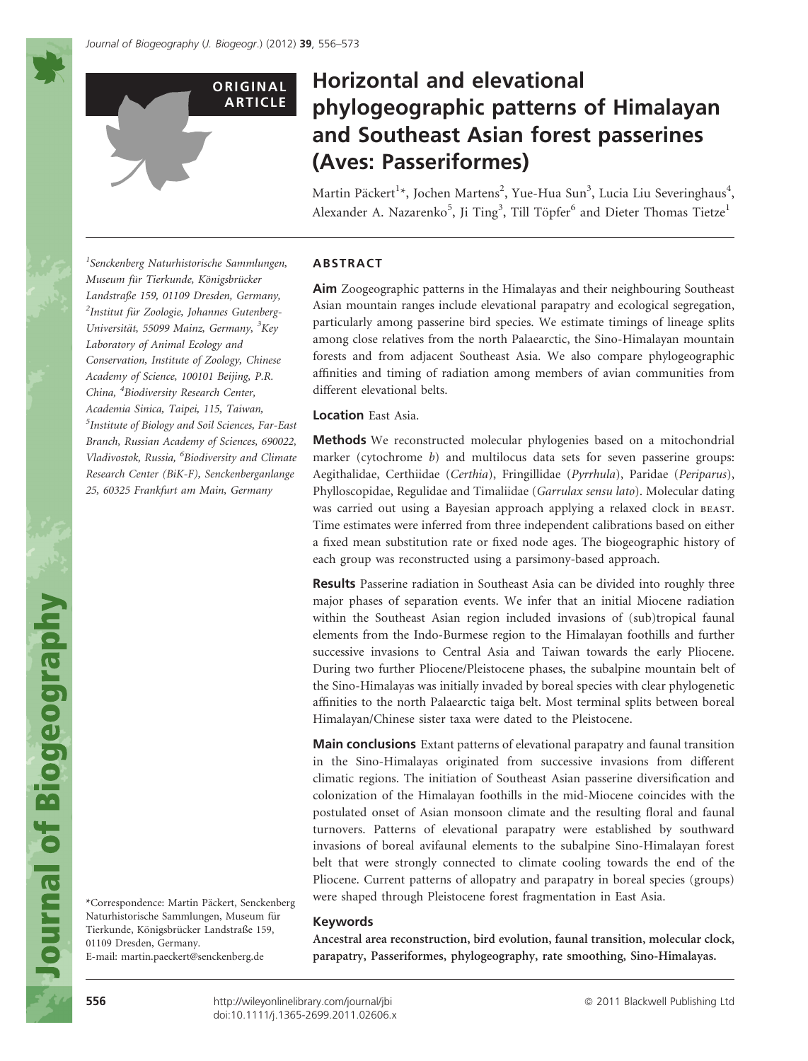ORIGINAL ARTICLE

# Horizontal and elevational phylogeographic patterns of Himalayan and Southeast Asian forest passerines (Aves: Passeriformes)

Martin Päckert[1]*, Jochen Martens[2], Yue-Hua Sun[3], Lucia Liu Severinghaus[4], Alexander A. Nazarenko[5], Ji Ting[3], Till Töpfer[6] and Dieter Thomas Tietze[1]

[1]Senckenberg Naturhistorische Sammlungen, Museum für Tierkunde, Königsbrücker Landstraße 159, 01109 Dresden, Germany, [2]Institut für Zoologie, Johannes Gutenberg-Universität, 55099 Mainz, Germany, [3]Key Laboratory of Animal Ecology and Conservation, Institute of Zoology, Chinese Academy of Science, 100101 Beijing, P.R. China, [4]Biodiversity Research Center, Academia Sinica, Taipei, 115, Taiwan, [5]Institute of Biology and Soil Sciences, Far-East Branch, Russian Academy of Sciences, 690022, Vladivostok, Russia, [6]Biodiversity and Climate Research Center (BiK-F), Senckenberganlage 25, 60325 Frankfurt am Main, Germany

*Correspondence: Martin Päckert, Senckenberg Naturhistorische Sammlungen, Museum für Tierkunde, Königsbrücker Landstraße 159, 01109 Dresden, Germany.
E-mail: martin.paeckert@senckenberg.de

## ABSTRACT

**Aim** Zoogeographic patterns in the Himalayas and their neighbouring Southeast Asian mountain ranges include elevational parapatry and ecological segregation, particularly among passerine bird species. We estimate timings of lineage splits among close relatives from the north Palaearctic, the Sino-Himalayan mountain forests and from adjacent Southeast Asia. We also compare phylogeographic affinities and timing of radiation among members of avian communities from different elevational belts.

**Location** East Asia.

**Methods** We reconstructed molecular phylogenies based on a mitochondrial marker (cytochrome *b*) and multilocus data sets for seven passerine groups: Aegithalidae, Certhiidae (*Certhia*), Fringillidae (*Pyrrhula*), Paridae (*Periparus*), Phylloscopidae, Regulidae and Timaliidae (*Garrulax sensu lato*). Molecular dating was carried out using a Bayesian approach applying a relaxed clock in BEAST. Time estimates were inferred from three independent calibrations based on either a fixed mean substitution rate or fixed node ages. The biogeographic history of each group was reconstructed using a parsimony-based approach.

**Results** Passerine radiation in Southeast Asia can be divided into roughly three major phases of separation events. We infer that an initial Miocene radiation within the Southeast Asian region included invasions of (sub)tropical faunal elements from the Indo-Burmese region to the Himalayan foothills and further successive invasions to Central Asia and Taiwan towards the early Pliocene. During two further Pliocene/Pleistocene phases, the subalpine mountain belt of the Sino-Himalayas was initially invaded by boreal species with clear phylogenetic affinities to the north Palaearctic taiga belt. Most terminal splits between boreal Himalayan/Chinese sister taxa were dated to the Pleistocene.

**Main conclusions** Extant patterns of elevational parapatry and faunal transition in the Sino-Himalayas originated from successive invasions from different climatic regions. The initiation of Southeast Asian passerine diversification and colonization of the Himalayan foothills in the mid-Miocene coincides with the postulated onset of Asian monsoon climate and the resulting floral and faunal turnovers. Patterns of elevational parapatry were established by southward invasions of boreal avifaunal elements to the subalpine Sino-Himalayan forest belt that were strongly connected to climate cooling towards the end of the Pliocene. Current patterns of allopatry and parapatry in boreal species (groups) were shaped through Pleistocene forest fragmentation in East Asia.

### Keywords

**Ancestral area reconstruction, bird evolution, faunal transition, molecular clock, parapatry, Passeriformes, phylogeography, rate smoothing, Sino-Himalayas.**

http://wileyonlinelibrary.com/journal/jbi
doi:10.1111/j.1365-2699.2011.02606.x

© 2011 Blackwell Publishing Ltd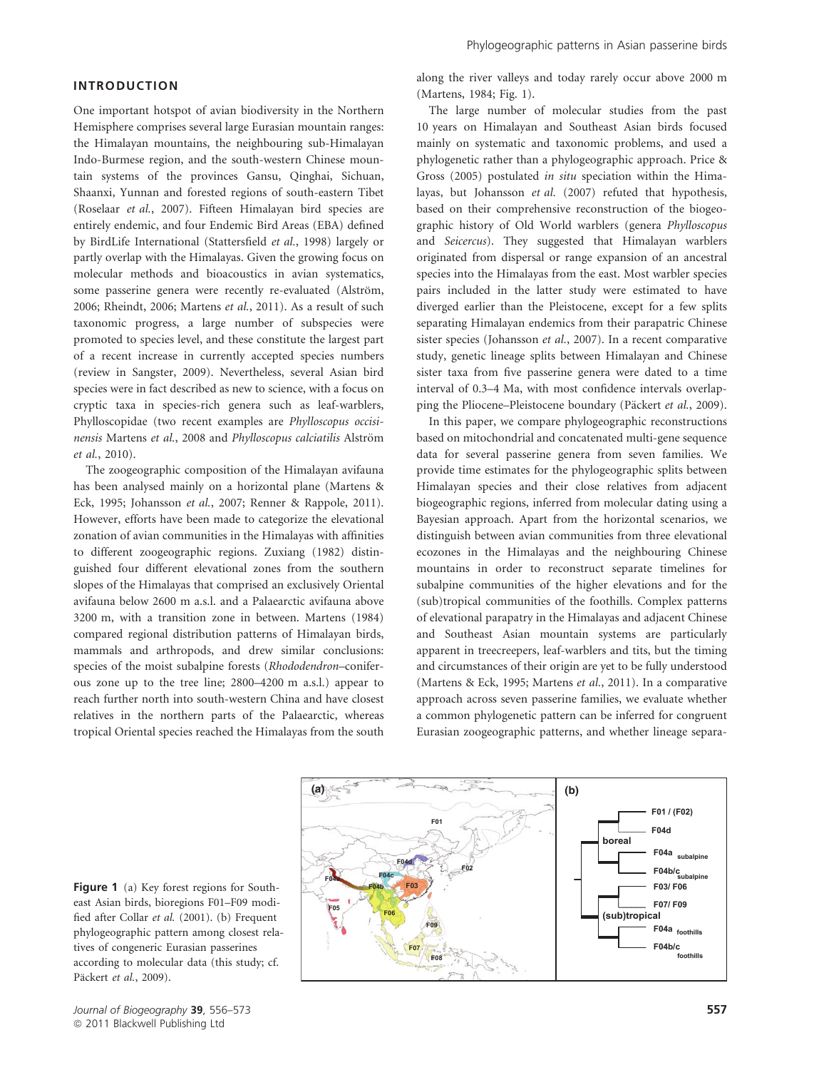## INTRODUCTION

One important hotspot of avian biodiversity in the Northern Hemisphere comprises several large Eurasian mountain ranges: the Himalayan mountains, the neighbouring sub-Himalayan Indo-Burmese region, and the south-western Chinese mountain systems of the provinces Gansu, Qinghai, Sichuan, Shaanxi, Yunnan and forested regions of south-eastern Tibet (Roselaar *et al.*, 2007). Fifteen Himalayan bird species are entirely endemic, and four Endemic Bird Areas (EBA) defined by BirdLife International (Stattersfield *et al.*, 1998) largely or partly overlap with the Himalayas. Given the growing focus on molecular methods and bioacoustics in avian systematics, some passerine genera were recently re-evaluated (Alström, 2006; Rheindt, 2006; Martens *et al.*, 2011). As a result of such taxonomic progress, a large number of subspecies were promoted to species level, and these constitute the largest part of a recent increase in currently accepted species numbers (review in Sangster, 2009). Nevertheless, several Asian bird species were in fact described as new to science, with a focus on cryptic taxa in species-rich genera such as leaf-warblers, Phylloscopidae (two recent examples are *Phylloscopus occisinensis* Martens *et al.*, 2008 and *Phylloscopus calciatilis* Alström *et al.*, 2010).

The zoogeographic composition of the Himalayan avifauna has been analysed mainly on a horizontal plane (Martens & Eck, 1995; Johansson *et al.*, 2007; Renner & Rappole, 2011). However, efforts have been made to categorize the elevational zonation of avian communities in the Himalayas with affinities to different zoogeographic regions. Zuxiang (1982) distinguished four different elevational zones from the southern slopes of the Himalayas that comprised an exclusively Oriental avifauna below 2600 m a.s.l. and a Palaearctic avifauna above 3200 m, with a transition zone in between. Martens (1984) compared regional distribution patterns of Himalayan birds, mammals and arthropods, and drew similar conclusions: species of the moist subalpine forests (*Rhododendron*–coniferous zone up to the tree line; 2800–4200 m a.s.l.) appear to reach further north into south-western China and have closest relatives in the northern parts of the Palaearctic, whereas tropical Oriental species reached the Himalayas from the south along the river valleys and today rarely occur above 2000 m (Martens, 1984; Fig. 1).

The large number of molecular studies from the past 10 years on Himalayan and Southeast Asian birds focused mainly on systematic and taxonomic problems, and used a phylogenetic rather than a phylogeographic approach. Price & Gross (2005) postulated *in situ* speciation within the Himalayas, but Johansson *et al.* (2007) refuted that hypothesis, based on their comprehensive reconstruction of the biogeographic history of Old World warblers (genera *Phylloscopus* and *Seicercus*). They suggested that Himalayan warblers originated from dispersal or range expansion of an ancestral species into the Himalayas from the east. Most warbler species pairs included in the latter study were estimated to have diverged earlier than the Pleistocene, except for a few splits separating Himalayan endemics from their parapatric Chinese sister species (Johansson *et al.*, 2007). In a recent comparative study, genetic lineage splits between Himalayan and Chinese sister taxa from five passerine genera were dated to a time interval of 0.3–4 Ma, with most confidence intervals overlapping the Pliocene–Pleistocene boundary (Päckert *et al.*, 2009).

In this paper, we compare phylogeographic reconstructions based on mitochondrial and concatenated multi-gene sequence data for several passerine genera from seven families. We provide time estimates for the phylogeographic splits between Himalayan species and their close relatives from adjacent biogeographic regions, inferred from molecular dating using a Bayesian approach. Apart from the horizontal scenarios, we distinguish between avian communities from three elevational ecozones in the Himalayas and the neighbouring Chinese mountains in order to reconstruct separate timelines for subalpine communities of the higher elevations and for the (sub)tropical communities of the foothills. Complex patterns of elevational parapatry in the Himalayas and adjacent Chinese and Southeast Asian mountain systems are particularly apparent in treecreepers, leaf-warblers and tits, but the timing and circumstances of their origin are yet to be fully understood (Martens & Eck, 1995; Martens *et al.*, 2011). In a comparative approach across seven passerine families, we evaluate whether a common phylogenetic pattern can be inferred for congruent Eurasian zoogeographic patterns, and whether lineage separa-

**Figure 1** (a) Key forest regions for Southeast Asian birds, bioregions F01–F09 modified after Collar *et al.* (2001). (b) Frequent phylogeographic pattern among closest relatives of congeneric Eurasian passerines according to molecular data (this study; cf. Päckert *et al.*, 2009).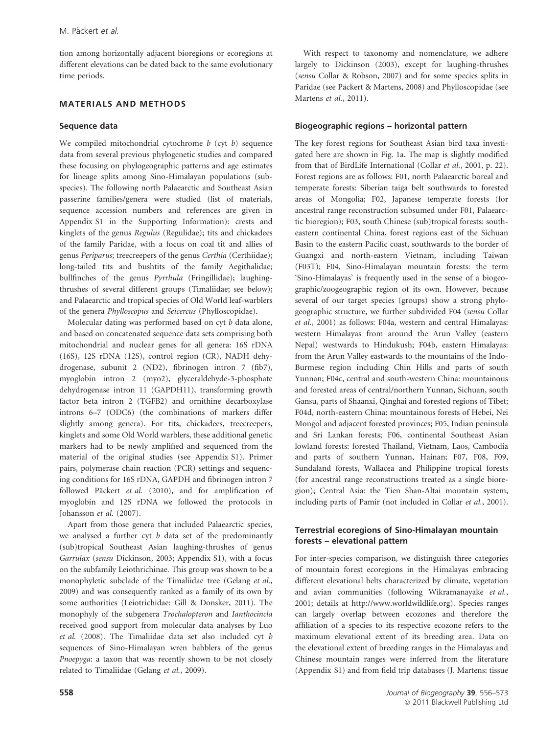tion among horizontally adjacent bioregions or ecoregions at different elevations can be dated back to the same evolutionary time periods.

## MATERIALS AND METHODS

### Sequence data

We compiled mitochondrial cytochrome *b* (cyt *b*) sequence data from several previous phylogenetic studies and compared these focusing on phylogeographic patterns and age estimates for lineage splits among Sino-Himalayan populations (subspecies). The following north Palaearctic and Southeast Asian passerine families/genera were studied (list of materials, sequence accession numbers and references are given in Appendix S1 in the Supporting Information): crests and kinglets of the genus *Regulus* (Regulidae); tits and chickadees of the family Paridae, with a focus on coal tit and allies of genus *Periparus*; treecreepers of the genus *Certhia* (Certhiidae); long-tailed tits and bushtits of the family Aegithalidae; bullfinches of the genus *Pyrrhula* (Fringillidae); laughing-thrushes of several different groups (Timaliidae; see below); and Palaearctic and tropical species of Old World leaf-warblers of the genera *Phylloscopus* and *Seicercus* (Phylloscopidae).

Molecular dating was performed based on cyt *b* data alone, and based on concatenated sequence data sets comprising both mitochondrial and nuclear genes for all genera: 16S rDNA (16S), 12S rDNA (12S), control region (CR), NADH dehydrogenase, subunit 2 (ND2), fibrinogen intron 7 (fib7), myoglobin intron 2 (myo2), glyceraldehyde-3-phosphate dehydrogenase intron 11 (GAPDH11), transforming growth factor beta intron 2 (TGFB2) and ornithine decarboxylase introns 6–7 (ODC6) (the combinations of markers differ slightly among genera). For tits, chickadees, treecreepers, kinglets and some Old World warblers, these additional genetic markers had to be newly amplified and sequenced from the material of the original studies (see Appendix S1). Primer pairs, polymerase chain reaction (PCR) settings and sequencing conditions for 16S rDNA, GAPDH and fibrinogen intron 7 followed Päckert *et al.* (2010), and for amplification of myoglobin and 12S rDNA we followed the protocols in Johansson *et al.* (2007).

Apart from those genera that included Palaearctic species, we analysed a further cyt *b* data set of the predominantly (sub)tropical Southeast Asian laughing-thrushes of genus *Garrulax* (*sensu* Dickinson, 2003; Appendix S1), with a focus on the subfamily Leiothrichinae. This group was shown to be a monophyletic subclade of the Timaliidae tree (Gelang *et al.*, 2009) and was consequently ranked as a family of its own by some authorities (Leiotrichidae: Gill & Donsker, 2011). The monophyly of the subgenera *Trochalopteron* and *Ianthocincla* received good support from molecular data analyses by Luo *et al.* (2008). The Timaliidae data set also included cyt *b* sequences of Sino-Himalayan wren babblers of the genus *Pnoepyga*: a taxon that was recently shown to be not closely related to Timaliidae (Gelang *et al.*, 2009).

With respect to taxonomy and nomenclature, we adhere largely to Dickinson (2003), except for laughing-thrushes (*sensu* Collar & Robson, 2007) and for some species splits in Paridae (see Päckert & Martens, 2008) and Phylloscopidae (see Martens *et al.*, 2011).

### Biogeographic regions – horizontal pattern

The key forest regions for Southeast Asian bird taxa investigated here are shown in Fig. 1a. The map is slightly modified from that of BirdLife International (Collar *et al.*, 2001, p. 22). Forest regions are as follows: F01, north Palaearctic boreal and temperate forests: Siberian taiga belt southwards to forested areas of Mongolia; F02, Japanese temperate forests (for ancestral range reconstruction subsumed under F01, Palaearctic bioregion); F03, south Chinese (sub)tropical forests: south-eastern continental China, forest regions east of the Sichuan Basin to the eastern Pacific coast, southwards to the border of Guangxi and north-eastern Vietnam, including Taiwan (F03T); F04, Sino-Himalayan mountain forests: the term 'Sino-Himalayas' is frequently used in the sense of a biogeographic/zoogeographic region of its own. However, because several of our target species (groups) show a strong phylogeographic structure, we further subdivided F04 (*sensu* Collar *et al.*, 2001) as follows: F04a, western and central Himalayas: western Himalayas from around the Arun Valley (eastern Nepal) westwards to Hindukush; F04b, eastern Himalayas: from the Arun Valley eastwards to the mountains of the Indo-Burmese region including Chin Hills and parts of south Yunnan; F04c, central and south-western China: mountainous and forested areas of central/northern Yunnan, Sichuan, south Gansu, parts of Shaanxi, Qinghai and forested regions of Tibet; F04d, north-eastern China: mountainous forests of Hebei, Nei Mongol and adjacent forested provinces; F05, Indian peninsula and Sri Lankan forests; F06, continental Southeast Asian lowland forests: forested Thailand, Vietnam, Laos, Cambodia and parts of southern Yunnan, Hainan; F07, F08, F09, Sundaland forests, Wallacea and Philippine tropical forests (for ancestral range reconstructions treated as a single bioregion); Central Asia: the Tien Shan-Altai mountain system, including parts of Pamir (not included in Collar *et al.*, 2001).

### Terrestrial ecoregions of Sino-Himalayan mountain forests – elevational pattern

For inter-species comparison, we distinguish three categories of mountain forest ecoregions in the Himalayas embracing different elevational belts characterized by climate, vegetation and avian communities (following Wikramanayake *et al.*, 2001; details at http://www.worldwildlife.org). Species ranges can largely overlap between ecozones and therefore the affiliation of a species to its respective ecozone refers to the maximum elevational extent of its breeding area. Data on the elevational extent of breeding ranges in the Himalayas and Chinese mountain ranges were inferred from the literature (Appendix S1) and from field trip databases (J. Martens: tissue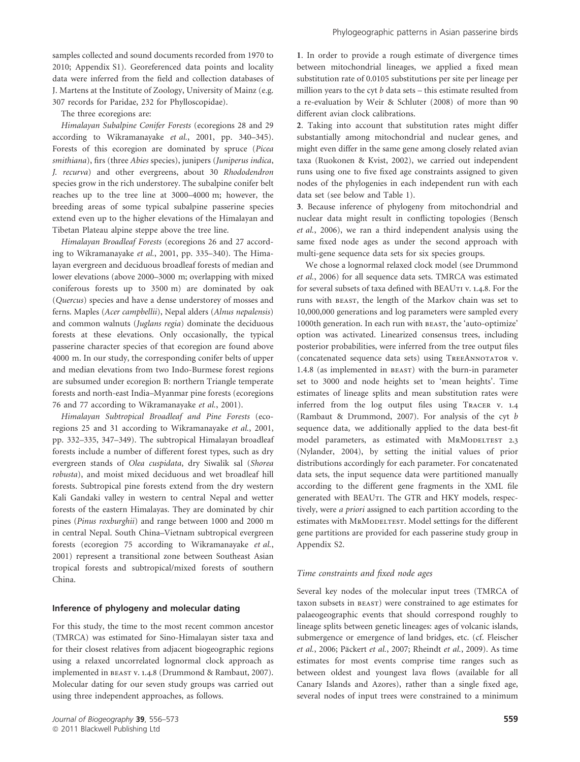samples collected and sound documents recorded from 1970 to 2010; Appendix S1). Georeferenced data points and locality data were inferred from the field and collection databases of J. Martens at the Institute of Zoology, University of Mainz (e.g. 307 records for Paridae, 232 for Phylloscopidae).

The three ecoregions are:

*Himalayan Subalpine Conifer Forests* (ecoregions 28 and 29 according to Wikramanayake *et al.*, 2001, pp. 340–345). Forests of this ecoregion are dominated by spruce (*Picea smithiana*), firs (three *Abies* species), junipers (*Juniperus indica*, *J. recurva*) and other evergreens, about 30 *Rhododendron* species grow in the rich understorey. The subalpine conifer belt reaches up to the tree line at 3000–4000 m; however, the breeding areas of some typical subalpine passerine species extend even up to the higher elevations of the Himalayan and Tibetan Plateau alpine steppe above the tree line.

*Himalayan Broadleaf Forests* (ecoregions 26 and 27 according to Wikramanayake *et al.*, 2001, pp. 335–340). The Himalayan evergreen and deciduous broadleaf forests of median and lower elevations (above 2000–3000 m; overlapping with mixed coniferous forests up to 3500 m) are dominated by oak (*Quercus*) species and have a dense understorey of mosses and ferns. Maples (*Acer campbellii*), Nepal alders (*Alnus nepalensis*) and common walnuts (*Juglans regia*) dominate the deciduous forests at these elevations. Only occasionally, the typical passerine character species of that ecoregion are found above 4000 m. In our study, the corresponding conifer belts of upper and median elevations from two Indo-Burmese forest regions are subsumed under ecoregion B: northern Triangle temperate forests and north-east India–Myanmar pine forests (ecoregions 76 and 77 according to Wikramanayake *et al.*, 2001).

*Himalayan Subtropical Broadleaf and Pine Forests* (ecoregions 25 and 31 according to Wikramanayake *et al.*, 2001, pp. 332–335, 347–349). The subtropical Himalayan broadleaf forests include a number of different forest types, such as dry evergreen stands of *Olea cuspidata*, dry Siwalik sal (*Shorea robusta*), and moist mixed deciduous and wet broadleaf hill forests. Subtropical pine forests extend from the dry western Kali Gandaki valley in western to central Nepal and wetter forests of the eastern Himalayas. They are dominated by chir pines (*Pinus roxburghii*) and range between 1000 and 2000 m in central Nepal. South China–Vietnam subtropical evergreen forests (ecoregion 75 according to Wikramanayake *et al.*, 2001) represent a transitional zone between Southeast Asian tropical forests and subtropical/mixed forests of southern China.

### Inference of phylogeny and molecular dating

For this study, the time to the most recent common ancestor (TMRCA) was estimated for Sino-Himalayan sister taxa and for their closest relatives from adjacent biogeographic regions using a relaxed uncorrelated lognormal clock approach as implemented in BEAST v. 1.4.8 (Drummond & Rambaut, 2007). Molecular dating for our seven study groups was carried out using three independent approaches, as follows.

**1**. In order to provide a rough estimate of divergence times between mitochondrial lineages, we applied a fixed mean substitution rate of 0.0105 substitutions per site per lineage per million years to the cyt *b* data sets – this estimate resulted from a re-evaluation by Weir & Schluter (2008) of more than 90 different avian clock calibrations.

**2**. Taking into account that substitution rates might differ substantially among mitochondrial and nuclear genes, and might even differ in the same gene among closely related avian taxa (Ruokonen & Kvist, 2002), we carried out independent runs using one to five fixed age constraints assigned to given nodes of the phylogenies in each independent run with each data set (see below and Table 1).

**3**. Because inference of phylogeny from mitochondrial and nuclear data might result in conflicting topologies (Bensch *et al.*, 2006), we ran a third independent analysis using the same fixed node ages as under the second approach with multi-gene sequence data sets for six species groups.

We chose a lognormal relaxed clock model (see Drummond *et al.*, 2006) for all sequence data sets. TMRCA was estimated for several subsets of taxa defined with BEAUTI v. 1.4.8. For the runs with BEAST, the length of the Markov chain was set to 10,000,000 generations and log parameters were sampled every 1000th generation. In each run with BEAST, the 'auto-optimize' option was activated. Linearized consensus trees, including posterior probabilities, were inferred from the tree output files (concatenated sequence data sets) using TREEANNOTATOR v. 1.4.8 (as implemented in BEAST) with the burn-in parameter set to 3000 and node heights set to 'mean heights'. Time estimates of lineage splits and mean substitution rates were inferred from the log output files using TRACER v. 1.4 (Rambaut & Drummond, 2007). For analysis of the cyt *b* sequence data, we additionally applied to the data best-fit model parameters, as estimated with MRMODELTEST 2.3 (Nylander, 2004), by setting the initial values of prior distributions accordingly for each parameter. For concatenated data sets, the input sequence data were partitioned manually according to the different gene fragments in the XML file generated with BEAUTI. The GTR and HKY models, respectively, were *a priori* assigned to each partition according to the estimates with MRMODELTEST. Model settings for the different gene partitions are provided for each passerine study group in Appendix S2.

#### *Time constraints and fixed node ages*

Several key nodes of the molecular input trees (TMRCA of taxon subsets in BEAST) were constrained to age estimates for palaeogeographic events that should correspond roughly to lineage splits between genetic lineages: ages of volcanic islands, submergence or emergence of land bridges, etc. (cf. Fleischer *et al.*, 2006; Päckert *et al.*, 2007; Rheindt *et al.*, 2009). As time estimates for most events comprise time ranges such as between oldest and youngest lava flows (available for all Canary Islands and Azores), rather than a single fixed age, several nodes of input trees were constrained to a minimum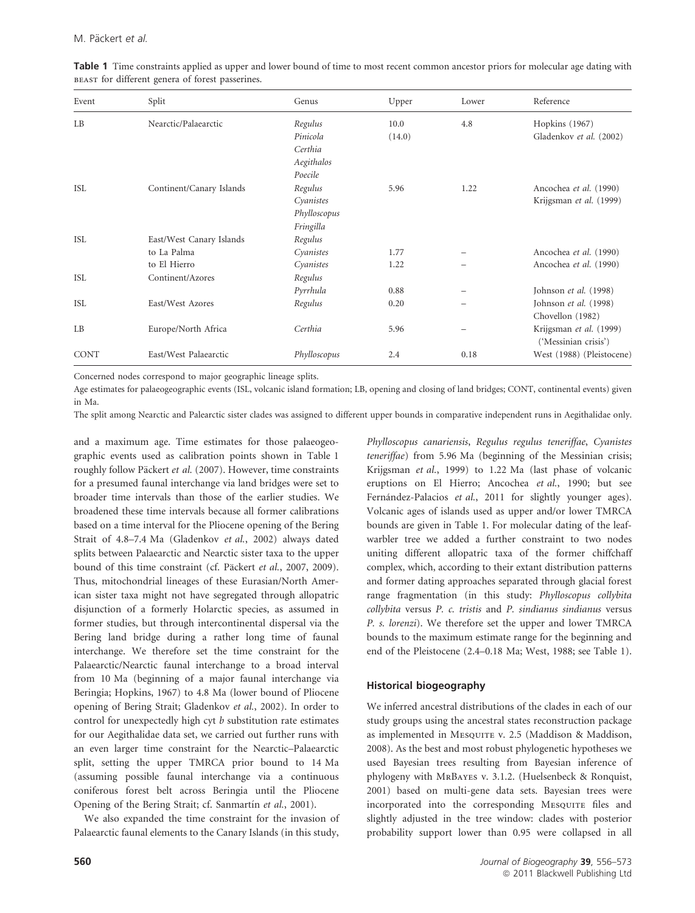**Table 1** Time constraints applied as upper and lower bound of time to most recent common ancestor priors for molecular age dating with BEAST for different genera of forest passerines.

| Event | Split | Genus | Upper | Lower | Reference |
|---|---|---|---|---|---|
| LB | Nearctic/Palaearctic | *Regulus* | 10.0 | 4.8 | Hopkins (1967) |
| | | *Pinicola* | (14.0) | | Gladenkov *et al.* (2002) |
| | | *Certhia* | | | |
| | | *Aegithalos* | | | |
| | | *Poecile* | | | |
| ISL | Continent/Canary Islands | *Regulus* | 5.96 | 1.22 | Ancochea *et al.* (1990) |
| | | *Cyanistes* | | | Krijgsman *et al.* (1999) |
| | | *Phylloscopus* | | | |
| | | *Fringilla* | | | |
| ISL | East/West Canary Islands | *Regulus* | | | |
| | to La Palma | *Cyanistes* | 1.77 | – | Ancochea *et al.* (1990) |
| | to El Hierro | *Cyanistes* | 1.22 | – | Ancochea *et al.* (1990) |
| ISL | Continent/Azores | *Regulus* | | | |
| | | *Pyrrhula* | 0.88 | – | Johnson *et al.* (1998) |
| ISL | East/West Azores | *Regulus* | 0.20 | – | Johnson *et al.* (1998) |
| | | | | | Chovellon (1982) |
| LB | Europe/North Africa | *Certhia* | 5.96 | – | Krijgsman *et al.* (1999) ('Messinian crisis') |
| CONT | East/West Palaearctic | *Phylloscopus* | 2.4 | 0.18 | West (1988) (Pleistocene) |

Concerned nodes correspond to major geographic lineage splits.

Age estimates for palaeogeographic events (ISL, volcanic island formation; LB, opening and closing of land bridges; CONT, continental events) given in Ma.

The split among Nearctic and Palearctic sister clades was assigned to different upper bounds in comparative independent runs in Aegithalidae only.

and a maximum age. Time estimates for those palaeogeographic events used as calibration points shown in Table 1 roughly follow Päckert *et al.* (2007). However, time constraints for a presumed faunal interchange via land bridges were set to broader time intervals than those of the earlier studies. We broadened these time intervals because all former calibrations based on a time interval for the Pliocene opening of the Bering Strait of 4.8–7.4 Ma (Gladenkov *et al.*, 2002) always dated splits between Palaearctic and Nearctic sister taxa to the upper bound of this time constraint (cf. Päckert *et al.*, 2007, 2009). Thus, mitochondrial lineages of these Eurasian/North American sister taxa might not have segregated through allopatric disjunction of a formerly Holarctic species, as assumed in former studies, but through intercontinental dispersal via the Bering land bridge during a rather long time of faunal interchange. We therefore set the time constraint for the Palaearctic/Nearctic faunal interchange to a broad interval from 10 Ma (beginning of a major faunal interchange via Beringia; Hopkins, 1967) to 4.8 Ma (lower bound of Pliocene opening of Bering Strait; Gladenkov *et al.*, 2002). In order to control for unexpectedly high cyt *b* substitution rate estimates for our Aegithalidae data set, we carried out further runs with an even larger time constraint for the Nearctic–Palaearctic split, setting the upper TMRCA prior bound to 14 Ma (assuming possible faunal interchange via a continuous coniferous forest belt across Beringia until the Pliocene Opening of the Bering Strait; cf. Sanmartín *et al.*, 2001).

We also expanded the time constraint for the invasion of Palaearctic faunal elements to the Canary Islands (in this study, *Phylloscopus canariensis*, *Regulus regulus teneriffae*, *Cyanistes teneriffae*) from 5.96 Ma (beginning of the Messinian crisis; Krijgsman *et al.*, 1999) to 1.22 Ma (last phase of volcanic eruptions on El Hierro; Ancochea *et al.*, 1990; but see Fernández-Palacios *et al.*, 2011 for slightly younger ages). Volcanic ages of islands used as upper and/or lower TMRCA bounds are given in Table 1. For molecular dating of the leaf-warbler tree we added a further constraint to two nodes uniting different allopatric taxa of the former chiffchaff complex, which, according to their extant distribution patterns and former dating approaches separated through glacial forest range fragmentation (in this study: *Phylloscopus collybita collybita* versus *P. c. tristis* and *P. sindianus sindianus* versus *P. s. lorenzi*). We therefore set the upper and lower TMRCA bounds to the maximum estimate range for the beginning and end of the Pleistocene (2.4–0.18 Ma; West, 1988; see Table 1).

### Historical biogeography

We inferred ancestral distributions of the clades in each of our study groups using the ancestral states reconstruction package as implemented in MESQUITE v. 2.5 (Maddison & Maddison, 2008). As the best and most robust phylogenetic hypotheses we used Bayesian trees resulting from Bayesian inference of phylogeny with MRBAYES v. 3.1.2. (Huelsenbeck & Ronquist, 2001) based on multi-gene data sets. Bayesian trees were incorporated into the corresponding MESQUITE files and slightly adjusted in the tree window: clades with posterior probability support lower than 0.95 were collapsed in all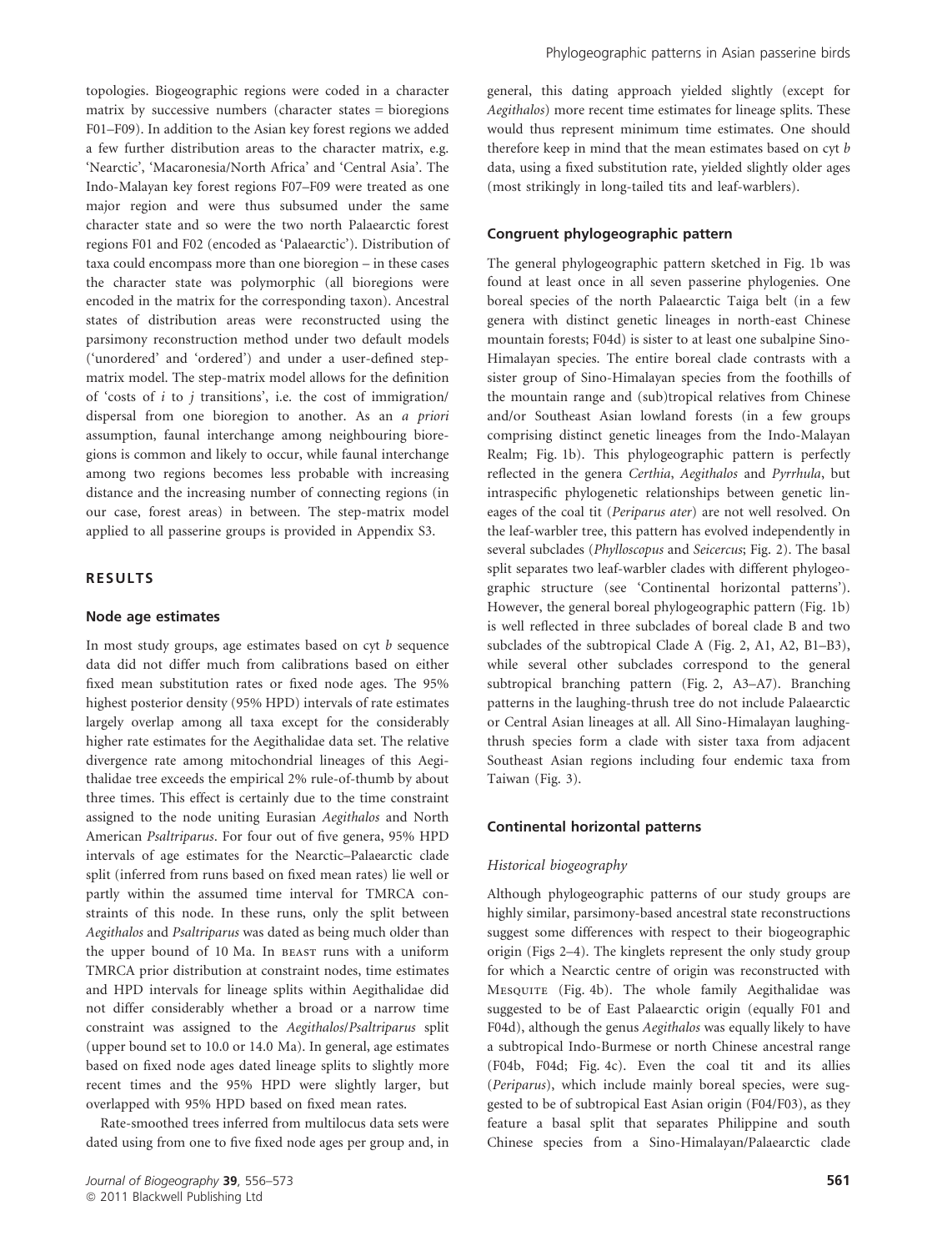topologies. Biogeographic regions were coded in a character matrix by successive numbers (character states = bioregions F01–F09). In addition to the Asian key forest regions we added a few further distribution areas to the character matrix, e.g. 'Nearctic', 'Macaronesia/North Africa' and 'Central Asia'. The Indo-Malayan key forest regions F07–F09 were treated as one major region and were thus subsumed under the same character state and so were the two north Palaearctic forest regions F01 and F02 (encoded as 'Palaearctic'). Distribution of taxa could encompass more than one bioregion – in these cases the character state was polymorphic (all bioregions were encoded in the matrix for the corresponding taxon). Ancestral states of distribution areas were reconstructed using the parsimony reconstruction method under two default models ('unordered' and 'ordered') and under a user-defined step-matrix model. The step-matrix model allows for the definition of 'costs of $i$ to $j$ transitions', i.e. the cost of immigration/dispersal from one bioregion to another. As an *a priori* assumption, faunal interchange among neighbouring bioregions is common and likely to occur, while faunal interchange among two regions becomes less probable with increasing distance and the increasing number of connecting regions (in our case, forest areas) in between. The step-matrix model applied to all passerine groups is provided in Appendix S3.

## RESULTS

### Node age estimates

In most study groups, age estimates based on cyt *b* sequence data did not differ much from calibrations based on either fixed mean substitution rates or fixed node ages. The 95% highest posterior density (95% HPD) intervals of rate estimates largely overlap among all taxa except for the considerably higher rate estimates for the Aegithalidae data set. The relative divergence rate among mitochondrial lineages of this Aegithalidae tree exceeds the empirical 2% rule-of-thumb by about three times. This effect is certainly due to the time constraint assigned to the node uniting Eurasian *Aegithalos* and North American *Psaltriparus*. For four out of five genera, 95% HPD intervals of age estimates for the Nearctic–Palaearctic clade split (inferred from runs based on fixed mean rates) lie well or partly within the assumed time interval for TMRCA constraints of this node. In these runs, only the split between *Aegithalos* and *Psaltriparus* was dated as being much older than the upper bound of 10 Ma. In BEAST runs with a uniform TMRCA prior distribution at constraint nodes, time estimates and HPD intervals for lineage splits within Aegithalidae did not differ considerably whether a broad or a narrow time constraint was assigned to the *Aegithalos*/*Psaltriparus* split (upper bound set to 10.0 or 14.0 Ma). In general, age estimates based on fixed node ages dated lineage splits to slightly more recent times and the 95% HPD were slightly larger, but overlapped with 95% HPD based on fixed mean rates.

Rate-smoothed trees inferred from multilocus data sets were dated using from one to five fixed node ages per group and, in general, this dating approach yielded slightly (except for *Aegithalos*) more recent time estimates for lineage splits. These would thus represent minimum time estimates. One should therefore keep in mind that the mean estimates based on cyt *b* data, using a fixed substitution rate, yielded slightly older ages (most strikingly in long-tailed tits and leaf-warblers).

### Congruent phylogeographic pattern

The general phylogeographic pattern sketched in Fig. 1b was found at least once in all seven passerine phylogenies. One boreal species of the north Palaearctic Taiga belt (in a few genera with distinct genetic lineages in north-east Chinese mountain forests; F04d) is sister to at least one subalpine Sino-Himalayan species. The entire boreal clade contrasts with a sister group of Sino-Himalayan species from the foothills of the mountain range and (sub)tropical relatives from Chinese and/or Southeast Asian lowland forests (in a few groups comprising distinct genetic lineages from the Indo-Malayan Realm; Fig. 1b). This phylogeographic pattern is perfectly reflected in the genera *Certhia*, *Aegithalos* and *Pyrrhula*, but intraspecific phylogenetic relationships between genetic lineages of the coal tit (*Periparus ater*) are not well resolved. On the leaf-warbler tree, this pattern has evolved independently in several subclades (*Phylloscopus* and *Seicercus*; Fig. 2). The basal split separates two leaf-warbler clades with different phylogeographic structure (see 'Continental horizontal patterns'). However, the general boreal phylogeographic pattern (Fig. 1b) is well reflected in three subclades of boreal clade B and two subclades of the subtropical Clade A (Fig. 2, A1, A2, B1–B3), while several other subclades correspond to the general subtropical branching pattern (Fig. 2, A3–A7). Branching patterns in the laughing-thrush tree do not include Palaearctic or Central Asian lineages at all. All Sino-Himalayan laughing-thrush species form a clade with sister taxa from adjacent Southeast Asian regions including four endemic taxa from Taiwan (Fig. 3).

### Continental horizontal patterns

#### *Historical biogeography*

Although phylogeographic patterns of our study groups are highly similar, parsimony-based ancestral state reconstructions suggest some differences with respect to their biogeographic origin (Figs 2–4). The kinglets represent the only study group for which a Nearctic centre of origin was reconstructed with MESQUITE (Fig. 4b). The whole family Aegithalidae was suggested to be of East Palaearctic origin (equally F01 and F04d), although the genus *Aegithalos* was equally likely to have a subtropical Indo-Burmese or north Chinese ancestral range (F04b, F04d; Fig. 4c). Even the coal tit and its allies (*Periparus*), which include mainly boreal species, were suggested to be of subtropical East Asian origin (F04/F03), as they feature a basal split that separates Philippine and south Chinese species from a Sino-Himalayan/Palaearctic clade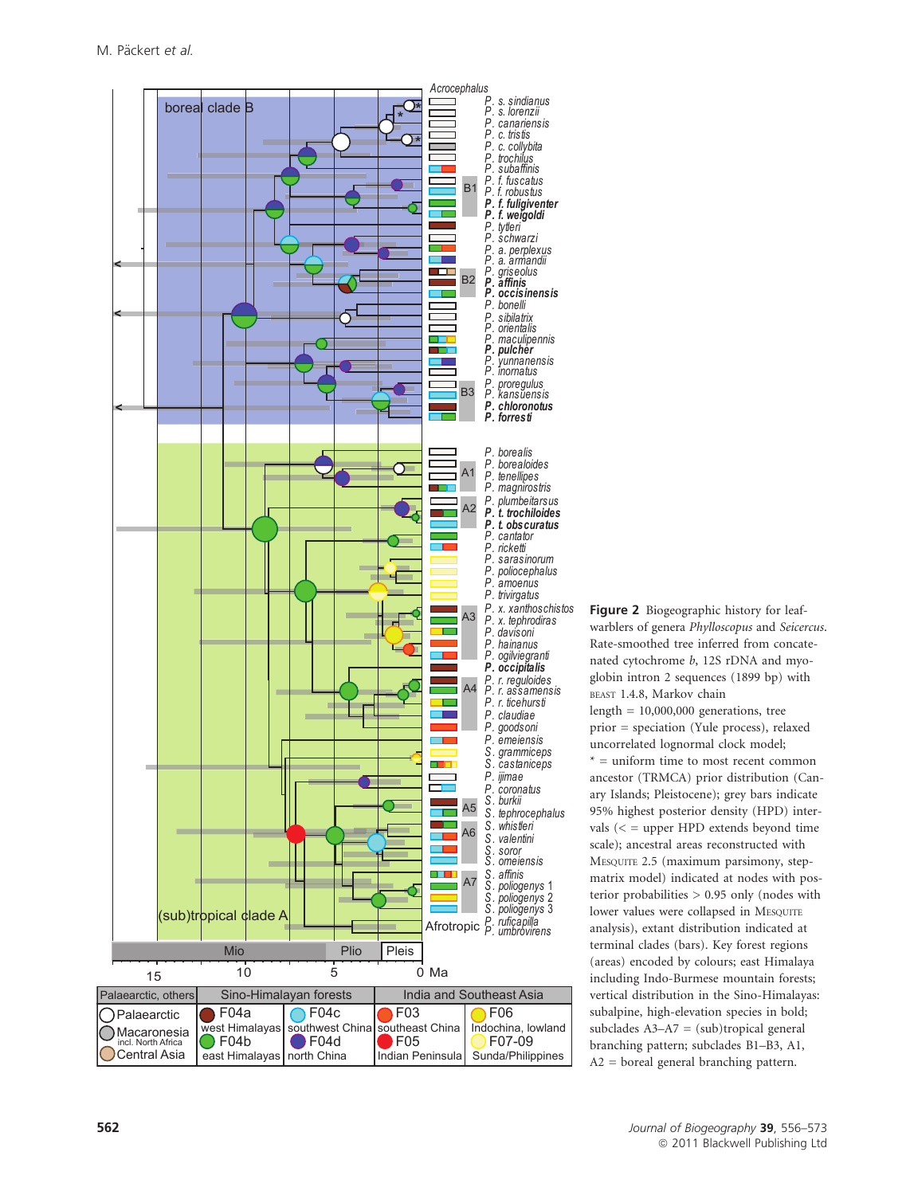**Figure 2** Biogeographic history for leaf-warblers of genera *Phylloscopus* and *Seicercus*. Rate-smoothed tree inferred from concatenated cytochrome *b*, 12S rDNA and myoglobin intron 2 sequences (1899 bp) with BEAST 1.4.8, Markov chain length = 10,000,000 generations, tree prior = speciation (Yule process), relaxed uncorrelated lognormal clock model; * = uniform time to most recent common ancestor (TRMCA) prior distribution (Canary Islands; Pleistocene); grey bars indicate 95% highest posterior density (HPD) intervals (< = upper HPD extends beyond time scale); ancestral areas reconstructed with MESQUITE 2.5 (maximum parsimony, step-matrix model) indicated at nodes with posterior probabilities > 0.95 only (nodes with lower values were collapsed in MESQUITE analysis), extant distribution indicated at terminal clades (bars). Key forest regions (areas) encoded by colours; east Himalaya including Indo-Burmese mountain forests; vertical distribution in the Sino-Himalayas: subalpine, high-elevation species in bold; subclades A3–A7 = (sub)tropical general branching pattern; subclades B1–B3, A1, A2 = boreal general branching pattern.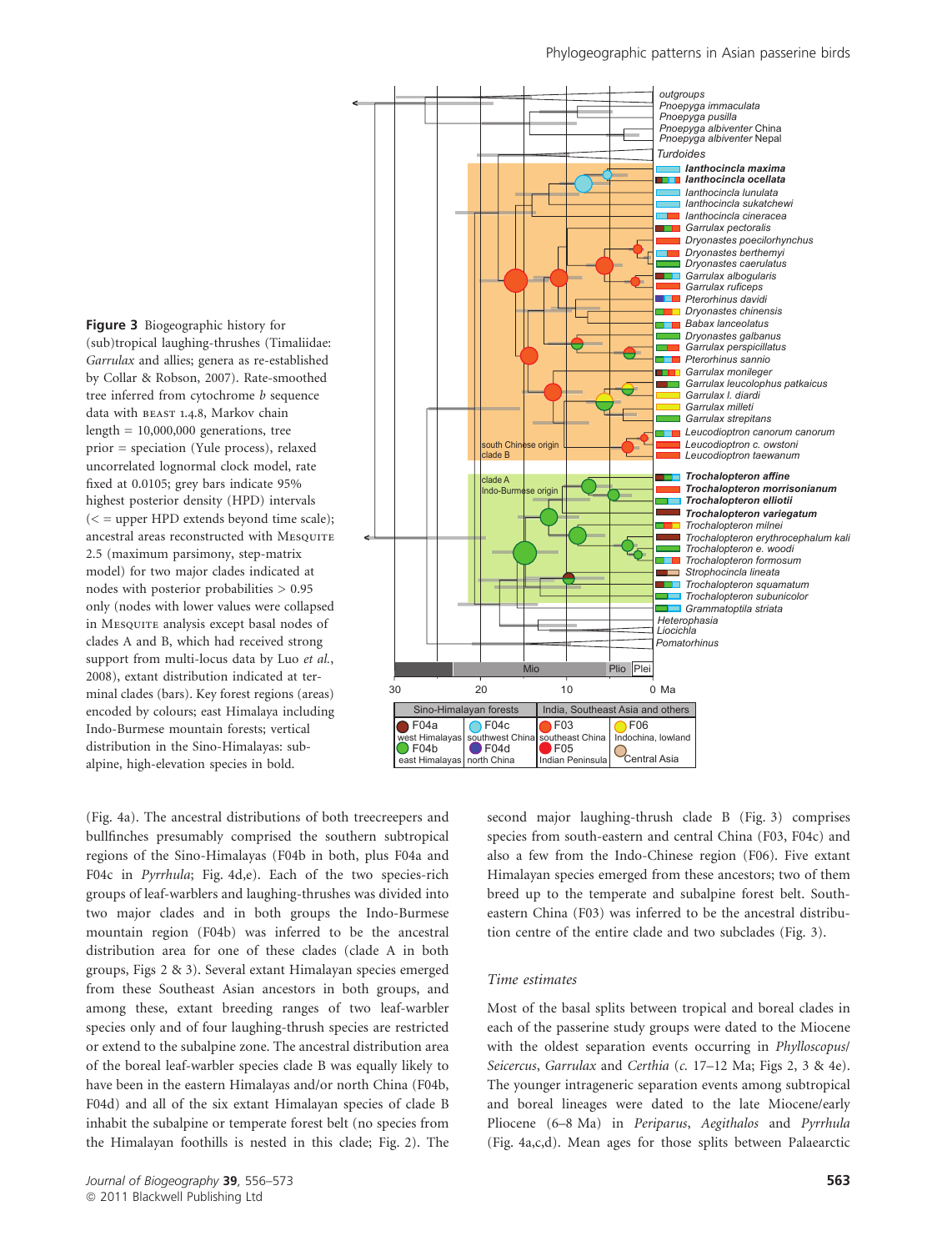**Figure 3** Biogeographic history for (sub)tropical laughing-thrushes (Timaliidae: *Garrulax* and allies; genera as re-established by Collar & Robson, 2007). Rate-smoothed tree inferred from cytochrome *b* sequence data with BEAST 1.4.8, Markov chain length = 10,000,000 generations, tree prior = speciation (Yule process), relaxed uncorrelated lognormal clock model, rate fixed at 0.0105; grey bars indicate 95% highest posterior density (HPD) intervals (< = upper HPD extends beyond time scale); ancestral areas reconstructed with MESQUITE 2.5 (maximum parsimony, step-matrix model) for two major clades indicated at nodes with posterior probabilities > 0.95 only (nodes with lower values were collapsed in MESQUITE analysis except basal nodes of clades A and B, which had received strong support from multi-locus data by Luo *et al.*, 2008), extant distribution indicated at terminal clades (bars). Key forest regions (areas) encoded by colours; east Himalaya including Indo-Burmese mountain forests; vertical distribution in the Sino-Himalayas: subalpine, high-elevation species in bold.

(Fig. 4a). The ancestral distributions of both treecreepers and bullfinches presumably comprised the southern subtropical regions of the Sino-Himalayas (F04b in both, plus F04a and F04c in *Pyrrhula*; Fig. 4d,e). Each of the two species-rich groups of leaf-warblers and laughing-thrushes was divided into two major clades and in both groups the Indo-Burmese mountain region (F04b) was inferred to be the ancestral distribution area for one of these clades (clade A in both groups, Figs 2 & 3). Several extant Himalayan species emerged from these Southeast Asian ancestors in both groups, and among these, extant breeding ranges of two leaf-warbler species only and of four laughing-thrush species are restricted or extend to the subalpine zone. The ancestral distribution area of the boreal leaf-warbler species clade B was equally likely to have been in the eastern Himalayas and/or north China (F04b, F04d) and all of the six extant Himalayan species of clade B inhabit the subalpine or temperate forest belt (no species from the Himalayan foothills is nested in this clade; Fig. 2). The second major laughing-thrush clade B (Fig. 3) comprises species from south-eastern and central China (F03, F04c) and also a few from the Indo-Chinese region (F06). Five extant Himalayan species emerged from these ancestors; two of them breed up to the temperate and subalpine forest belt. South-eastern China (F03) was inferred to be the ancestral distribution centre of the entire clade and two subclades (Fig. 3).

### Time estimates

Most of the basal splits between tropical and boreal clades in each of the passerine study groups were dated to the Miocene with the oldest separation events occurring in *Phylloscopus*/*Seicercus*, *Garrulax* and *Certhia* (*c.* 17–12 Ma; Figs 2, 3 & 4e). The younger intrageneric separation events among subtropical and boreal lineages were dated to the late Miocene/early Pliocene (6–8 Ma) in *Periparus*, *Aegithalos* and *Pyrrhula* (Fig. 4a,c,d). Mean ages for those splits between Palaearctic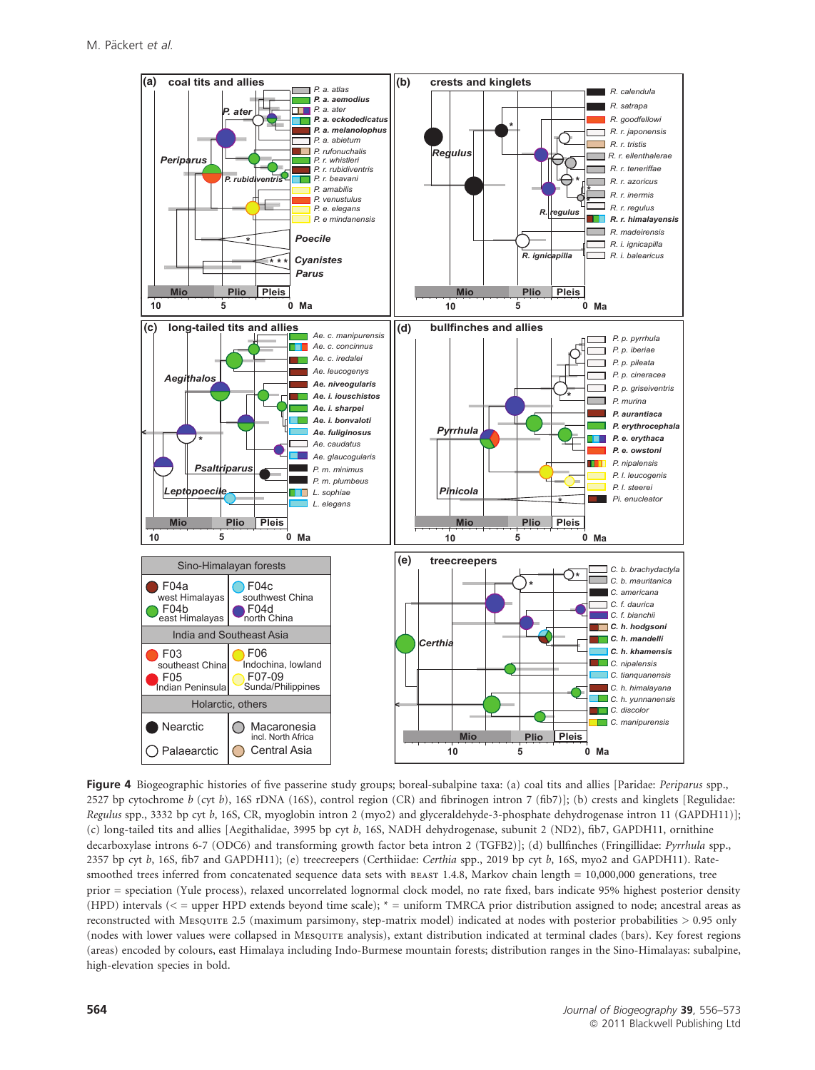**Figure 4** Biogeographic histories of five passerine study groups; boreal-subalpine taxa: (a) coal tits and allies [Paridae: *Periparus* spp., 2527 bp cytochrome *b* (cyt *b*), 16S rDNA (16S), control region (CR) and fibrinogen intron 7 (fib7)]; (b) crests and kinglets [Regulidae: *Regulus* spp., 3332 bp cyt *b*, 16S, CR, myoglobin intron 2 (myo2) and glyceraldehyde-3-phosphate dehydrogenase intron 11 (GAPDH11)]; (c) long-tailed tits and allies [Aegithalidae, 3995 bp cyt *b*, 16S, NADH dehydrogenase, subunit 2 (ND2), fib7, GAPDH11, ornithine decarboxylase introns 6-7 (ODC6) and transforming growth factor beta intron 2 (TGFB2)]; (d) bullfinches (Fringillidae: *Pyrrhula* spp., 2357 bp cyt *b*, 16S, fib7 and GAPDH11); (e) treecreepers (Certhiidae: *Certhia* spp., 2019 bp cyt *b*, 16S, myo2 and GAPDH11). Rate-smoothed trees inferred from concatenated sequence data sets with BEAST 1.4.8, Markov chain length = 10,000,000 generations, tree prior = speciation (Yule process), relaxed uncorrelated lognormal clock model, no rate fixed, bars indicate 95% highest posterior density (HPD) intervals (< = upper HPD extends beyond time scale); * = uniform TMRCA prior distribution assigned to node; ancestral areas as reconstructed with MESQUITE 2.5 (maximum parsimony, step-matrix model) indicated at nodes with posterior probabilities > 0.95 only (nodes with lower values were collapsed in MESQUITE analysis), extant distribution indicated at terminal clades (bars). Key forest regions (areas) encoded by colours, east Himalaya including Indo-Burmese mountain forests; distribution ranges in the Sino-Himalayas: subalpine, high-elevation species in bold.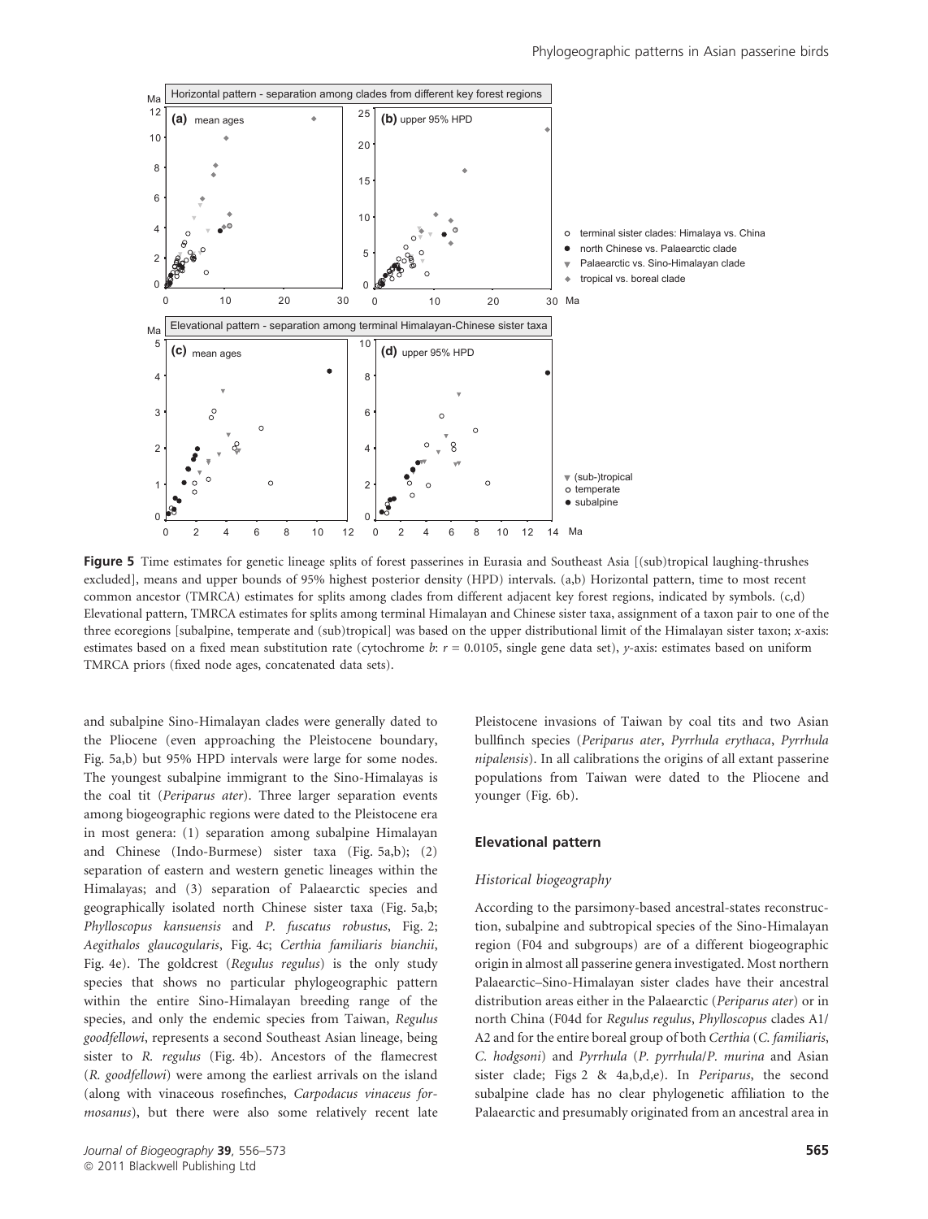**Figure 5** Time estimates for genetic lineage splits of forest passerines in Eurasia and Southeast Asia [(sub)tropical laughing-thrushes excluded], means and upper bounds of 95% highest posterior density (HPD) intervals. (a,b) Horizontal pattern, time to most recent common ancestor (TMRCA) estimates for splits among clades from different adjacent key forest regions, indicated by symbols. (c,d) Elevational pattern, TMRCA estimates for splits among terminal Himalayan and Chinese sister taxa, assignment of a taxon pair to one of the three ecoregions [subalpine, temperate and (sub)tropical] was based on the upper distributional limit of the Himalayan sister taxon; *x*-axis: estimates based on a fixed mean substitution rate (cytochrome *b*: $r = 0.0105$, single gene data set), *y*-axis: estimates based on uniform TMRCA priors (fixed node ages, concatenated data sets).

and subalpine Sino-Himalayan clades were generally dated to the Pliocene (even approaching the Pleistocene boundary, Fig. 5a,b) but 95% HPD intervals were large for some nodes. The youngest subalpine immigrant to the Sino-Himalayas is the coal tit (*Periparus ater*). Three larger separation events among biogeographic regions were dated to the Pleistocene era in most genera: (1) separation among subalpine Himalayan and Chinese (Indo-Burmese) sister taxa (Fig. 5a,b); (2) separation of eastern and western genetic lineages within the Himalayas; and (3) separation of Palaearctic species and geographically isolated north Chinese sister taxa (Fig. 5a,b; *Phylloscopus kansuensis* and *P. fuscatus robustus*, Fig. 2; *Aegithalos glaucogularis*, Fig. 4c; *Certhia familiaris bianchii*, Fig. 4e). The goldcrest (*Regulus regulus*) is the only study species that shows no particular phylogeographic pattern within the entire Sino-Himalayan breeding range of the species, and only the endemic species from Taiwan, *Regulus goodfellowi*, represents a second Southeast Asian lineage, being sister to *R. regulus* (Fig. 4b). Ancestors of the flamecrest (*R. goodfellowi*) were among the earliest arrivals on the island (along with vinaceous rosefinches, *Carpodacus vinaceus formosanus*), but there were also some relatively recent late Pleistocene invasions of Taiwan by coal tits and two Asian bullfinch species (*Periparus ater*, *Pyrrhula erythaca*, *Pyrrhula nipalensis*). In all calibrations the origins of all extant passerine populations from Taiwan were dated to the Pliocene and younger (Fig. 6b).

### Elevational pattern

#### Historical biogeography

According to the parsimony-based ancestral-states reconstruction, subalpine and subtropical species of the Sino-Himalayan region (F04 and subgroups) are of a different biogeographic origin in almost all passerine genera investigated. Most northern Palaearctic–Sino-Himalayan sister clades have their ancestral distribution areas either in the Palaearctic (*Periparus ater*) or in north China (F04d for *Regulus regulus*, *Phylloscopus* clades A1/A2 and for the entire boreal group of both *Certhia* (*C. familiaris*, *C. hodgsoni*) and *Pyrrhula* (*P. pyrrhula*/*P. murina* and Asian sister clade; Figs 2 & 4a,b,d,e). In *Periparus*, the second subalpine clade has no clear phylogenetic affiliation to the Palaearctic and presumably originated from an ancestral area in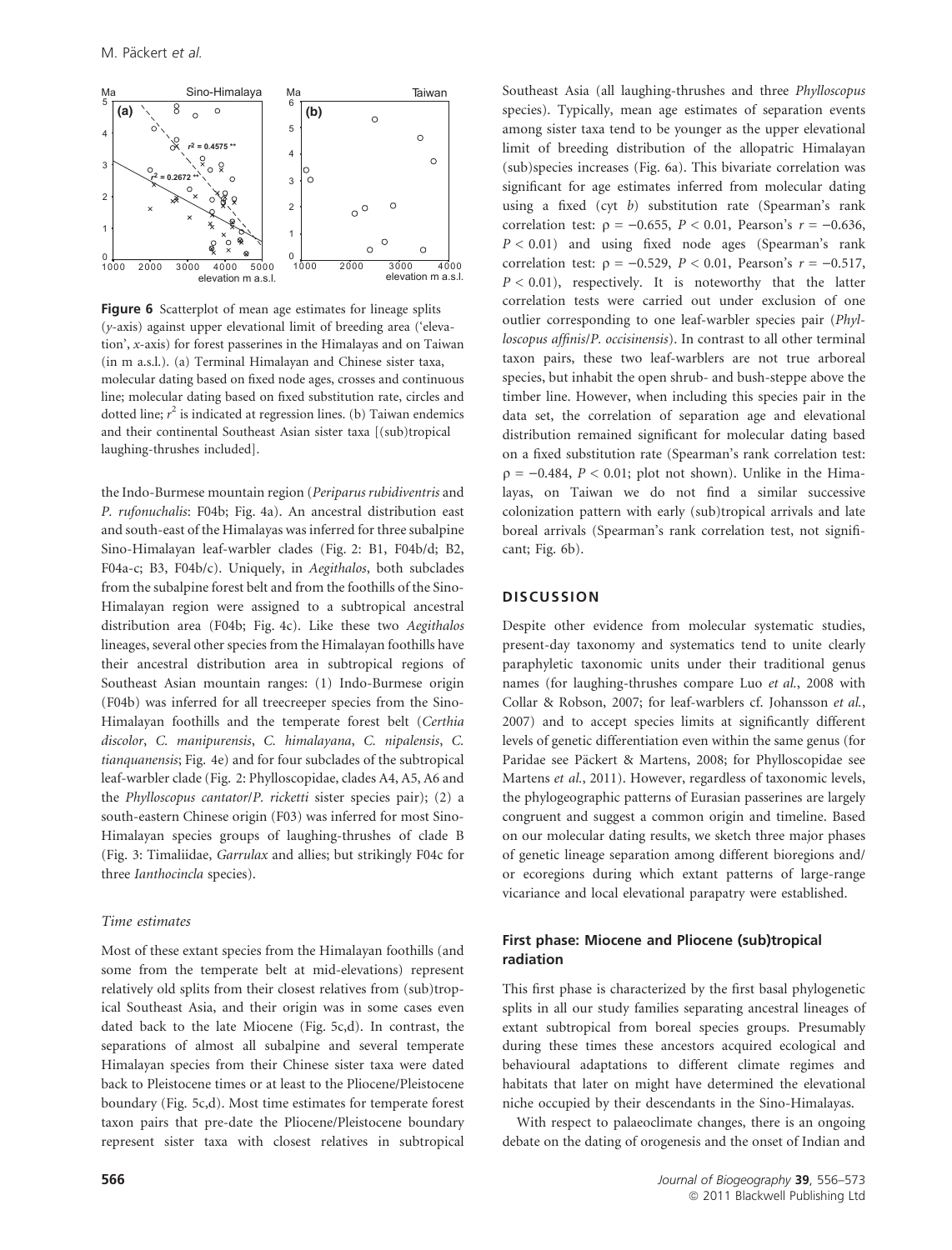Figure 6 Scatterplot of mean age estimates for lineage splits (y-axis) against upper elevational limit of breeding area ('elevation', x-axis) for forest passerines in the Himalayas and on Taiwan (in m a.s.l.). (a) Terminal Himalayan and Chinese sister taxa, molecular dating based on fixed node ages, crosses and continuous line; molecular dating based on fixed substitution rate, circles and dotted line; $r^2$ is indicated at regression lines. (b) Taiwan endemics and their continental Southeast Asian sister taxa [(sub)tropical laughing-thrushes included].

the Indo-Burmese mountain region (*Periparus rubidiventris* and *P. rufonuchalis*: F04b; Fig. 4a). An ancestral distribution east and south-east of the Himalayas was inferred for three subalpine Sino-Himalayan leaf-warbler clades (Fig. 2: B1, F04b/d; B2, F04a-c; B3, F04b/c). Uniquely, in *Aegithalos*, both subclades from the subalpine forest belt and from the foothills of the Sino-Himalayan region were assigned to a subtropical ancestral distribution area (F04b; Fig. 4c). Like these two *Aegithalos* lineages, several other species from the Himalayan foothills have their ancestral distribution area in subtropical regions of Southeast Asian mountain ranges: (1) Indo-Burmese origin (F04b) was inferred for all treecreeper species from the Sino-Himalayan foothills and the temperate forest belt (*Certhia discolor*, *C. manipurensis*, *C. himalayana*, *C. nipalensis*, *C. tianquanensis*; Fig. 4e) and for four subclades of the subtropical leaf-warbler clade (Fig. 2: Phylloscopidae, clades A4, A5, A6 and the *Phylloscopus cantator*/*P. ricketti* sister species pair); (2) a south-eastern Chinese origin (F03) was inferred for most Sino-Himalayan species groups of laughing-thrushes of clade B (Fig. 3: Timaliidae, *Garrulax* and allies; but strikingly F04c for three *Ianthocincla* species).

### Time estimates

Most of these extant species from the Himalayan foothills (and some from the temperate belt at mid-elevations) represent relatively old splits from their closest relatives from (sub)tropical Southeast Asia, and their origin was in some cases even dated back to the late Miocene (Fig. 5c,d). In contrast, the separations of almost all subalpine and several temperate Himalayan species from their Chinese sister taxa were dated back to Pleistocene times or at least to the Pliocene/Pleistocene boundary (Fig. 5c,d). Most time estimates for temperate forest taxon pairs that pre-date the Pliocene/Pleistocene boundary represent sister taxa with closest relatives in subtropical Southeast Asia (all laughing-thrushes and three *Phylloscopus* species). Typically, mean age estimates of separation events among sister taxa tend to be younger as the upper elevational limit of breeding distribution of the allopatric Himalayan (sub)species increases (Fig. 6a). This bivariate correlation was significant for age estimates inferred from molecular dating using a fixed (cyt *b*) substitution rate (Spearman's rank correlation test: $\rho = -0.655$, $P < 0.01$, Pearson's $r = -0.636$, $P < 0.01$) and using fixed node ages (Spearman's rank correlation test: $\rho = -0.529$, $P < 0.01$, Pearson's $r = -0.517$, $P < 0.01$), respectively. It is noteworthy that the latter correlation tests were carried out under exclusion of one outlier corresponding to one leaf-warbler species pair (*Phylloscopus affinis*/*P. occisinensis*). In contrast to all other terminal taxon pairs, these two leaf-warblers are not true arboreal species, but inhabit the open shrub- and bush-steppe above the timber line. However, when including this species pair in the data set, the correlation of separation age and elevational distribution remained significant for molecular dating based on a fixed substitution rate (Spearman's rank correlation test: $\rho = -0.484$, $P < 0.01$; plot not shown). Unlike in the Himalayas, on Taiwan we do not find a similar successive colonization pattern with early (sub)tropical arrivals and late boreal arrivals (Spearman's rank correlation test, not significant; Fig. 6b).

## DISCUSSION

Despite other evidence from molecular systematic studies, present-day taxonomy and systematics tend to unite clearly paraphyletic taxonomic units under their traditional genus names (for laughing-thrushes compare Luo *et al.*, 2008 with Collar & Robson, 2007; for leaf-warblers cf. Johansson *et al.*, 2007) and to accept species limits at significantly different levels of genetic differentiation even within the same genus (for Paridae see Päckert & Martens, 2008; for Phylloscopidae see Martens *et al.*, 2011). However, regardless of taxonomic levels, the phylogeographic patterns of Eurasian passerines are largely congruent and suggest a common origin and timeline. Based on our molecular dating results, we sketch three major phases of genetic lineage separation among different bioregions and/or ecoregions during which extant patterns of large-range vicariance and local elevational parapatry were established.

### First phase: Miocene and Pliocene (sub)tropical radiation

This first phase is characterized by the first basal phylogenetic splits in all our study families separating ancestral lineages of extant subtropical from boreal species groups. Presumably during these times these ancestors acquired ecological and behavioural adaptations to different climate regimes and habitats that later on might have determined the elevational niche occupied by their descendants in the Sino-Himalayas.

With respect to palaeoclimate changes, there is an ongoing debate on the dating of orogenesis and the onset of Indian and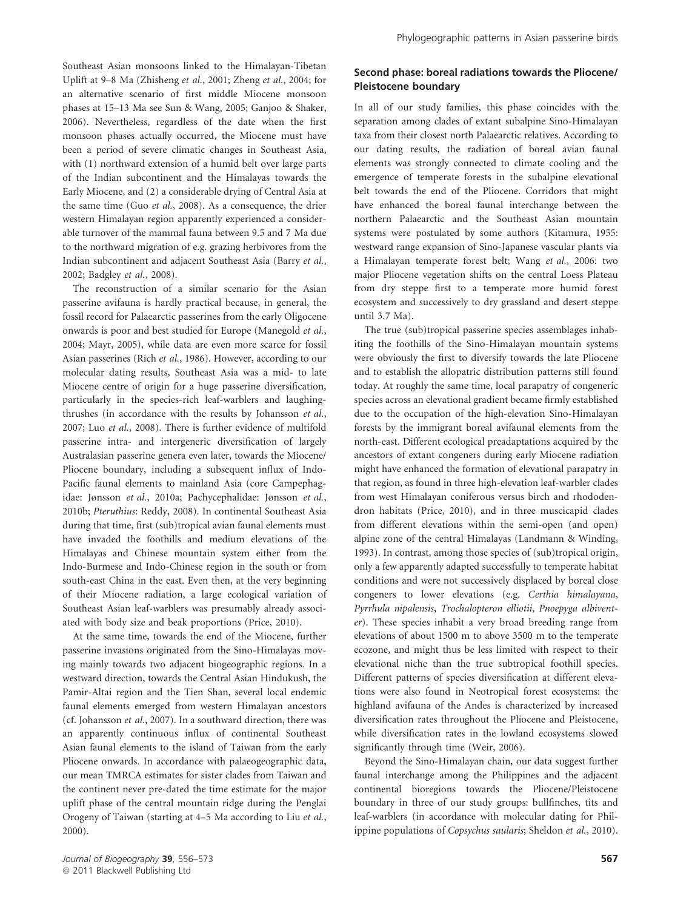Southeast Asian monsoons linked to the Himalayan-Tibetan Uplift at 9–8 Ma (Zhisheng *et al.*, 2001; Zheng *et al.*, 2004; for an alternative scenario of first middle Miocene monsoon phases at 15–13 Ma see Sun & Wang, 2005; Ganjoo & Shaker, 2006). Nevertheless, regardless of the date when the first monsoon phases actually occurred, the Miocene must have been a period of severe climatic changes in Southeast Asia, with (1) northward extension of a humid belt over large parts of the Indian subcontinent and the Himalayas towards the Early Miocene, and (2) a considerable drying of Central Asia at the same time (Guo *et al.*, 2008). As a consequence, the drier western Himalayan region apparently experienced a considerable turnover of the mammal fauna between 9.5 and 7 Ma due to the northward migration of e.g. grazing herbivores from the Indian subcontinent and adjacent Southeast Asia (Barry *et al.*, 2002; Badgley *et al.*, 2008).

The reconstruction of a similar scenario for the Asian passerine avifauna is hardly practical because, in general, the fossil record for Palaearctic passerines from the early Oligocene onwards is poor and best studied for Europe (Manegold *et al.*, 2004; Mayr, 2005), while data are even more scarce for fossil Asian passerines (Rich *et al.*, 1986). However, according to our molecular dating results, Southeast Asia was a mid- to late Miocene centre of origin for a huge passerine diversification, particularly in the species-rich leaf-warblers and laughing-thrushes (in accordance with the results by Johansson *et al.*, 2007; Luo *et al.*, 2008). There is further evidence of multifold passerine intra- and intergeneric diversification of largely Australasian passerine genera even later, towards the Miocene/Pliocene boundary, including a subsequent influx of Indo-Pacific faunal elements to mainland Asia (core Campephagidae: Jønsson *et al.*, 2010a; Pachycephalidae: Jønsson *et al.*, 2010b; *Pteruthius*: Reddy, 2008). In continental Southeast Asia during that time, first (sub)tropical avian faunal elements must have invaded the foothills and medium elevations of the Himalayas and Chinese mountain system either from the Indo-Burmese and Indo-Chinese region in the south or from south-east China in the east. Even then, at the very beginning of their Miocene radiation, a large ecological variation of Southeast Asian leaf-warblers was presumably already associated with body size and beak proportions (Price, 2010).

At the same time, towards the end of the Miocene, further passerine invasions originated from the Sino-Himalayas moving mainly towards two adjacent biogeographic regions. In a westward direction, towards the Central Asian Hindukush, the Pamir-Altai region and the Tien Shan, several local endemic faunal elements emerged from western Himalayan ancestors (cf. Johansson *et al.*, 2007). In a southward direction, there was an apparently continuous influx of continental Southeast Asian faunal elements to the island of Taiwan from the early Pliocene onwards. In accordance with palaeogeographic data, our mean TMRCA estimates for sister clades from Taiwan and the continent never pre-dated the time estimate for the major uplift phase of the central mountain ridge during the Penglai Orogeny of Taiwan (starting at 4–5 Ma according to Liu *et al.*, 2000).

### Second phase: boreal radiations towards the Pliocene/Pleistocene boundary

In all of our study families, this phase coincides with the separation among clades of extant subalpine Sino-Himalayan taxa from their closest north Palaearctic relatives. According to our dating results, the radiation of boreal avian faunal elements was strongly connected to climate cooling and the emergence of temperate forests in the subalpine elevational belt towards the end of the Pliocene. Corridors that might have enhanced the boreal faunal interchange between the northern Palaearctic and the Southeast Asian mountain systems were postulated by some authors (Kitamura, 1955: westward range expansion of Sino-Japanese vascular plants via a Himalayan temperate forest belt; Wang *et al.*, 2006: two major Pliocene vegetation shifts on the central Loess Plateau from dry steppe first to a temperate more humid forest ecosystem and successively to dry grassland and desert steppe until 3.7 Ma).

The true (sub)tropical passerine species assemblages inhabiting the foothills of the Sino-Himalayan mountain systems were obviously the first to diversify towards the late Pliocene and to establish the allopatric distribution patterns still found today. At roughly the same time, local parapatry of congeneric species across an elevational gradient became firmly established due to the occupation of the high-elevation Sino-Himalayan forests by the immigrant boreal avifaunal elements from the north-east. Different ecological preadaptations acquired by the ancestors of extant congeners during early Miocene radiation might have enhanced the formation of elevational parapatry in that region, as found in three high-elevation leaf-warbler clades from west Himalayan coniferous versus birch and rhododendron habitats (Price, 2010), and in three muscicapid clades from different elevations within the semi-open (and open) alpine zone of the central Himalayas (Landmann & Winding, 1993). In contrast, among those species of (sub)tropical origin, only a few apparently adapted successfully to temperate habitat conditions and were not successively displaced by boreal close congeners to lower elevations (e.g. *Certhia himalayana*, *Pyrrhula nipalensis*, *Trochalopteron elliotii*, *Pnoepyga albiventer*). These species inhabit a very broad breeding range from elevations of about 1500 m to above 3500 m to the temperate ecozone, and might thus be less limited with respect to their elevational niche than the true subtropical foothill species. Different patterns of species diversification at different elevations were also found in Neotropical forest ecosystems: the highland avifauna of the Andes is characterized by increased diversification rates throughout the Pliocene and Pleistocene, while diversification rates in the lowland ecosystems slowed significantly through time (Weir, 2006).

Beyond the Sino-Himalayan chain, our data suggest further faunal interchange among the Philippines and the adjacent continental bioregions towards the Pliocene/Pleistocene boundary in three of our study groups: bullfinches, tits and leaf-warblers (in accordance with molecular dating for Philippine populations of *Copsychus saularis*; Sheldon *et al.*, 2010).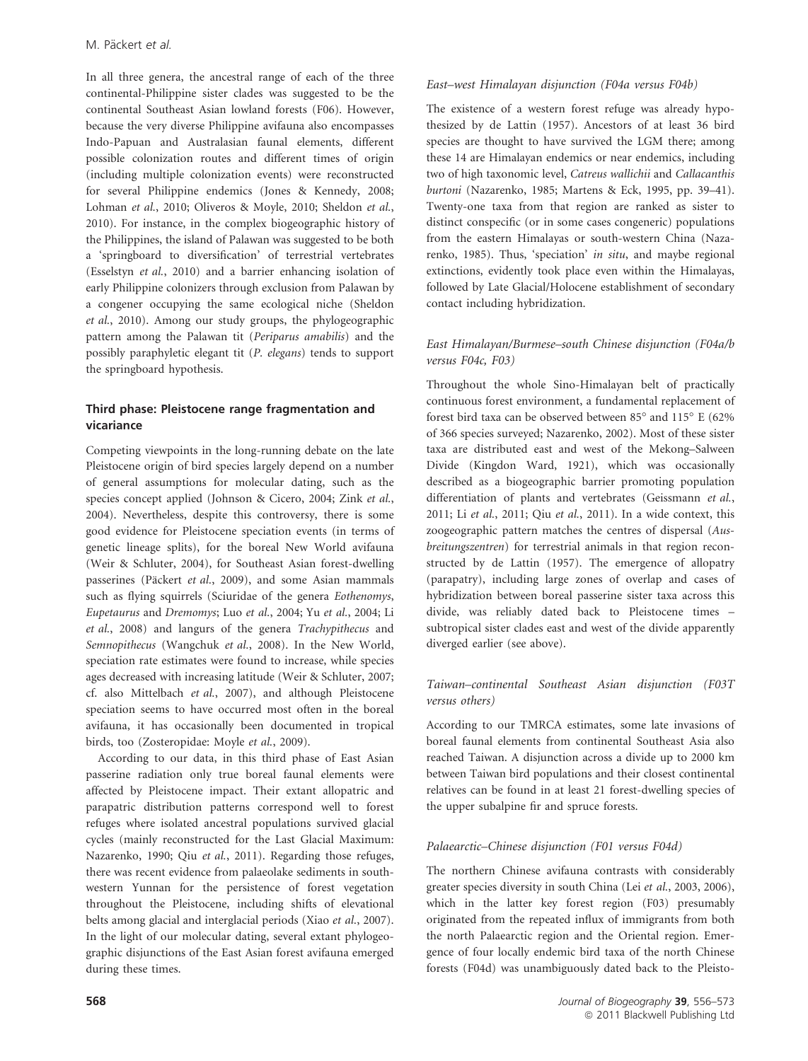In all three genera, the ancestral range of each of the three continental-Philippine sister clades was suggested to be the continental Southeast Asian lowland forests (F06). However, because the very diverse Philippine avifauna also encompasses Indo-Papuan and Australasian faunal elements, different possible colonization routes and different times of origin (including multiple colonization events) were reconstructed for several Philippine endemics (Jones & Kennedy, 2008; Lohman *et al.*, 2010; Oliveros & Moyle, 2010; Sheldon *et al.*, 2010). For instance, in the complex biogeographic history of the Philippines, the island of Palawan was suggested to be both a 'springboard to diversification' of terrestrial vertebrates (Esselstyn *et al.*, 2010) and a barrier enhancing isolation of early Philippine colonizers through exclusion from Palawan by a congener occupying the same ecological niche (Sheldon *et al.*, 2010). Among our study groups, the phylogeographic pattern among the Palawan tit (*Periparus amabilis*) and the possibly paraphyletic elegant tit (*P. elegans*) tends to support the springboard hypothesis.

### Third phase: Pleistocene range fragmentation and vicariance

Competing viewpoints in the long-running debate on the late Pleistocene origin of bird species largely depend on a number of general assumptions for molecular dating, such as the species concept applied (Johnson & Cicero, 2004; Zink *et al.*, 2004). Nevertheless, despite this controversy, there is some good evidence for Pleistocene speciation events (in terms of genetic lineage splits), for the boreal New World avifauna (Weir & Schluter, 2004), for Southeast Asian forest-dwelling passerines (Päckert *et al.*, 2009), and some Asian mammals such as flying squirrels (Sciuridae of the genera *Eothenomys*, *Eupetaurus* and *Dremomys*; Luo *et al.*, 2004; Yu *et al.*, 2004; Li *et al.*, 2008) and langurs of the genera *Trachypithecus* and *Semnopithecus* (Wangchuk *et al.*, 2008). In the New World, speciation rate estimates were found to increase, while species ages decreased with increasing latitude (Weir & Schluter, 2007; cf. also Mittelbach *et al.*, 2007), and although Pleistocene speciation seems to have occurred most often in the boreal avifauna, it has occasionally been documented in tropical birds, too (Zosteropidae: Moyle *et al.*, 2009).

According to our data, in this third phase of East Asian passerine radiation only true boreal faunal elements were affected by Pleistocene impact. Their extant allopatric and parapatric distribution patterns correspond well to forest refuges where isolated ancestral populations survived glacial cycles (mainly reconstructed for the Last Glacial Maximum: Nazarenko, 1990; Qiu *et al.*, 2011). Regarding those refuges, there was recent evidence from palaeolake sediments in south-western Yunnan for the persistence of forest vegetation throughout the Pleistocene, including shifts of elevational belts among glacial and interglacial periods (Xiao *et al.*, 2007). In the light of our molecular dating, several extant phylogeographic disjunctions of the East Asian forest avifauna emerged during these times.

#### *East–west Himalayan disjunction (F04a versus F04b)*

The existence of a western forest refuge was already hypothesized by de Lattin (1957). Ancestors of at least 36 bird species are thought to have survived the LGM there; among these 14 are Himalayan endemics or near endemics, including two of high taxonomic level, *Catreus wallichii* and *Callacanthis burtoni* (Nazarenko, 1985; Martens & Eck, 1995, pp. 39–41). Twenty-one taxa from that region are ranked as sister to distinct conspecific (or in some cases congeneric) populations from the eastern Himalayas or south-western China (Nazarenko, 1985). Thus, 'speciation' *in situ*, and maybe regional extinctions, evidently took place even within the Himalayas, followed by Late Glacial/Holocene establishment of secondary contact including hybridization.

#### *East Himalayan/Burmese–south Chinese disjunction (F04a/b versus F04c, F03)*

Throughout the whole Sino-Himalayan belt of practically continuous forest environment, a fundamental replacement of forest bird taxa can be observed between 85° and 115° E (62% of 366 species surveyed; Nazarenko, 2002). Most of these sister taxa are distributed east and west of the Mekong–Salween Divide (Kingdon Ward, 1921), which was occasionally described as a biogeographic barrier promoting population differentiation of plants and vertebrates (Geissmann *et al.*, 2011; Li *et al.*, 2011; Qiu *et al.*, 2011). In a wide context, this zoogeographic pattern matches the centres of dispersal (*Ausbreitungszentren*) for terrestrial animals in that region reconstructed by de Lattin (1957). The emergence of allopatry (parapatry), including large zones of overlap and cases of hybridization between boreal passerine sister taxa across this divide, was reliably dated back to Pleistocene times – subtropical sister clades east and west of the divide apparently diverged earlier (see above).

#### *Taiwan–continental Southeast Asian disjunction (F03T versus others)*

According to our TMRCA estimates, some late invasions of boreal faunal elements from continental Southeast Asia also reached Taiwan. A disjunction across a divide up to 2000 km between Taiwan bird populations and their closest continental relatives can be found in at least 21 forest-dwelling species of the upper subalpine fir and spruce forests.

#### *Palaearctic–Chinese disjunction (F01 versus F04d)*

The northern Chinese avifauna contrasts with considerably greater species diversity in south China (Lei *et al.*, 2003, 2006), which in the latter key forest region (F03) presumably originated from the repeated influx of immigrants from both the north Palaearctic region and the Oriental region. Emergence of four locally endemic bird taxa of the north Chinese forests (F04d) was unambiguously dated back to the Pleisto-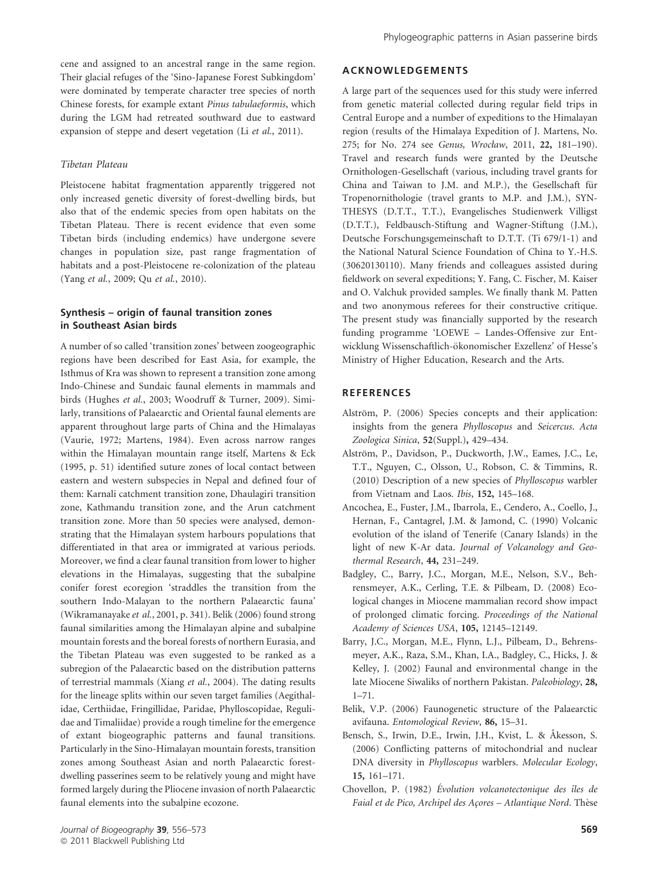cene and assigned to an ancestral range in the same region. Their glacial refuges of the 'Sino-Japanese Forest Subkingdom' were dominated by temperate character tree species of north Chinese forests, for example extant *Pinus tabulaeformis*, which during the LGM had retreated southward due to eastward expansion of steppe and desert vegetation (Li *et al.*, 2011).

#### *Tibetan Plateau*

Pleistocene habitat fragmentation apparently triggered not only increased genetic diversity of forest-dwelling birds, but also that of the endemic species from open habitats on the Tibetan Plateau. There is recent evidence that even some Tibetan birds (including endemics) have undergone severe changes in population size, past range fragmentation of habitats and a post-Pleistocene re-colonization of the plateau (Yang *et al.*, 2009; Qu *et al.*, 2010).

### Synthesis – origin of faunal transition zones in Southeast Asian birds

A number of so called 'transition zones' between zoogeographic regions have been described for East Asia, for example, the Isthmus of Kra was shown to represent a transition zone among Indo-Chinese and Sundaic faunal elements in mammals and birds (Hughes *et al.*, 2003; Woodruff & Turner, 2009). Similarly, transitions of Palaearctic and Oriental faunal elements are apparent throughout large parts of China and the Himalayas (Vaurie, 1972; Martens, 1984). Even across narrow ranges within the Himalayan mountain range itself, Martens & Eck (1995, p. 51) identified suture zones of local contact between eastern and western subspecies in Nepal and defined four of them: Karnali catchment transition zone, Dhaulagiri transition zone, Kathmandu transition zone, and the Arun catchment transition zone. More than 50 species were analysed, demonstrating that the Himalayan system harbours populations that differentiated in that area or immigrated at various periods. Moreover, we find a clear faunal transition from lower to higher elevations in the Himalayas, suggesting that the subalpine conifer forest ecoregion 'straddles the transition from the southern Indo-Malayan to the northern Palaearctic fauna' (Wikramanayake *et al.*, 2001, p. 341). Belik (2006) found strong faunal similarities among the Himalayan alpine and subalpine mountain forests and the boreal forests of northern Eurasia, and the Tibetan Plateau was even suggested to be ranked as a subregion of the Palaearctic based on the distribution patterns of terrestrial mammals (Xiang *et al.*, 2004). The dating results for the lineage splits within our seven target families (Aegithalidae, Certhiidae, Fringillidae, Paridae, Phylloscopidae, Regulidae and Timaliidae) provide a rough timeline for the emergence of extant biogeographic patterns and faunal transitions. Particularly in the Sino-Himalayan mountain forests, transition zones among Southeast Asian and north Palaearctic forest-dwelling passerines seem to be relatively young and might have formed largely during the Pliocene invasion of north Palaearctic faunal elements into the subalpine ecozone.

## ACKNOWLEDGEMENTS

A large part of the sequences used for this study were inferred from genetic material collected during regular field trips in Central Europe and a number of expeditions to the Himalayan region (results of the Himalaya Expedition of J. Martens, No. 275; for No. 274 see *Genus, Wrocław*, 2011, **22,** 181–190). Travel and research funds were granted by the Deutsche Ornithologen-Gesellschaft (various, including travel grants for China and Taiwan to J.M. and M.P.), the Gesellschaft für Tropenornithologie (travel grants to M.P. and J.M.), SYNTHESYS (D.T.T., T.T.), Evangelisches Studienwerk Villigst (D.T.T.), Feldbausch-Stiftung and Wagner-Stiftung (J.M.), Deutsche Forschungsgemeinschaft to D.T.T. (Ti 679/1-1) and the National Natural Science Foundation of China to Y.-H.S. (30620130110). Many friends and colleagues assisted during fieldwork on several expeditions; Y. Fang, C. Fischer, M. Kaiser and O. Valchuk provided samples. We finally thank M. Patten and two anonymous referees for their constructive critique. The present study was financially supported by the research funding programme 'LOEWE – Landes-Offensive zur Entwicklung Wissenschaftlich-ökonomischer Exzellenz' of Hesse's Ministry of Higher Education, Research and the Arts.

## REFERENCES

Alström, P. (2006) Species concepts and their application: insights from the genera *Phylloscopus* and *Seicercus*. *Acta Zoologica Sinica*, **52**(Suppl.)**,** 429–434.

Alström, P., Davidson, P., Duckworth, J.W., Eames, J.C., Le, T.T., Nguyen, C., Olsson, U., Robson, C. & Timmins, R. (2010) Description of a new species of *Phylloscopus* warbler from Vietnam and Laos. *Ibis*, **152,** 145–168.

Ancochea, E., Fuster, J.M., Ibarrola, E., Cendero, A., Coello, J., Hernan, F., Cantagrel, J.M. & Jamond, C. (1990) Volcanic evolution of the island of Tenerife (Canary Islands) in the light of new K-Ar data. *Journal of Volcanology and Geothermal Research*, **44,** 231–249.

Badgley, C., Barry, J.C., Morgan, M.E., Nelson, S.V., Behrensmeyer, A.K., Cerling, T.E. & Pilbeam, D. (2008) Ecological changes in Miocene mammalian record show impact of prolonged climatic forcing. *Proceedings of the National Academy of Sciences USA*, **105,** 12145–12149.

Barry, J.C., Morgan, M.E., Flynn, L.J., Pilbeam, D., Behrensmeyer, A.K., Raza, S.M., Khan, I.A., Badgley, C., Hicks, J. & Kelley, J. (2002) Faunal and environmental change in the late Miocene Siwaliks of northern Pakistan. *Paleobiology*, **28,** 1–71.

Belik, V.P. (2006) Faunogenetic structure of the Palaearctic avifauna. *Entomological Review*, **86,** 15–31.

Bensch, S., Irwin, D.E., Irwin, J.H., Kvist, L. & Åkesson, S. (2006) Conflicting patterns of mitochondrial and nuclear DNA diversity in *Phylloscopus* warblers. *Molecular Ecology*, **15,** 161–171.

Chovellon, P. (1982) *Évolution volcanotectonique des îles de Faial et de Pico, Archipel des Açores – Atlantique Nord*. Thèse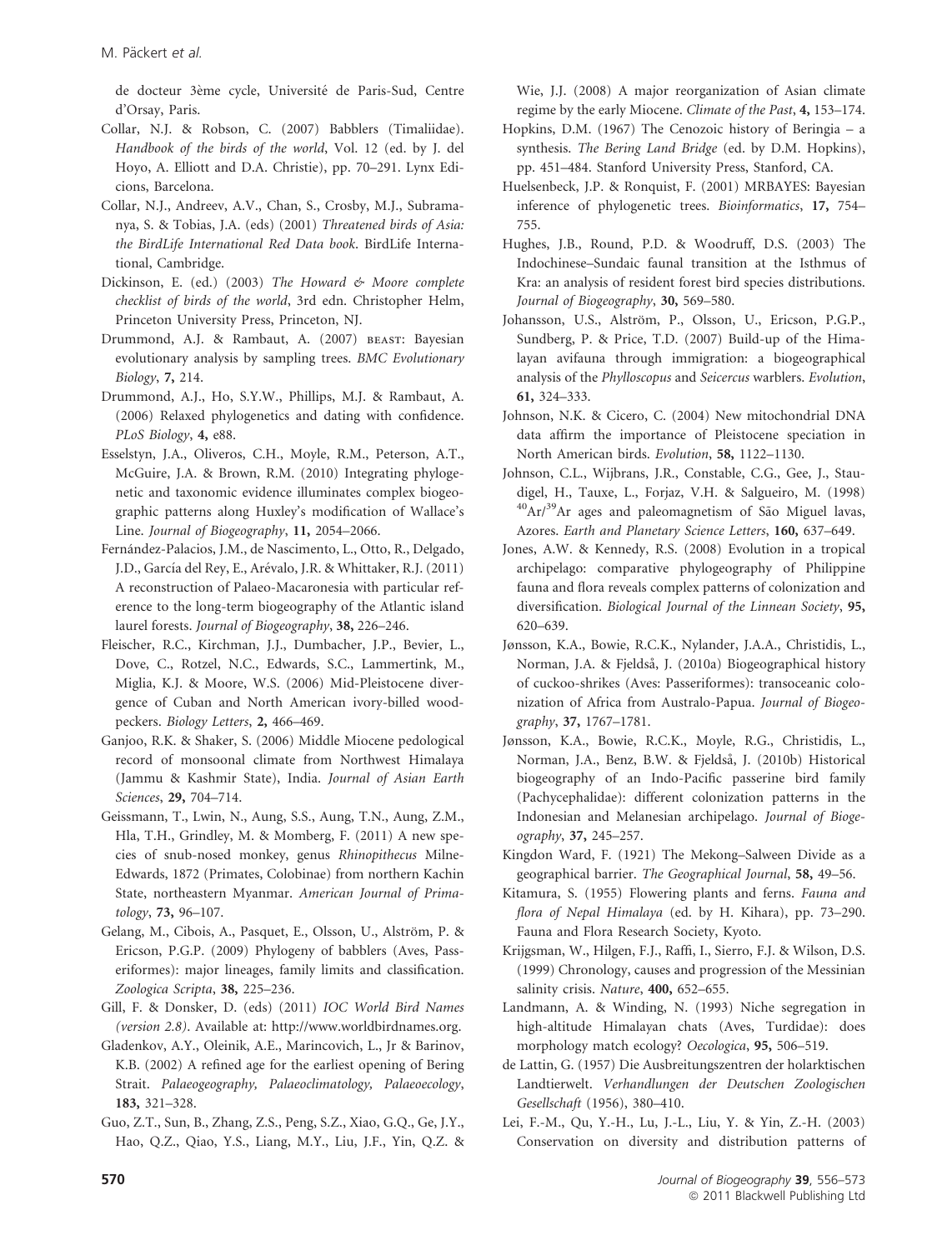de docteur 3ème cycle, Université de Paris-Sud, Centre d'Orsay, Paris.

Collar, N.J. & Robson, C. (2007) Babblers (Timaliidae). *Handbook of the birds of the world*, Vol. 12 (ed. by J. del Hoyo, A. Elliott and D.A. Christie), pp. 70–291. Lynx Edicions, Barcelona.

Collar, N.J., Andreev, A.V., Chan, S., Crosby, M.J., Subramanya, S. & Tobias, J.A. (eds) (2001) *Threatened birds of Asia: the BirdLife International Red Data book*. BirdLife International, Cambridge.

Dickinson, E. (ed.) (2003) *The Howard & Moore complete checklist of birds of the world*, 3rd edn. Christopher Helm, Princeton University Press, Princeton, NJ.

Drummond, A.J. & Rambaut, A. (2007) BEAST: Bayesian evolutionary analysis by sampling trees. *BMC Evolutionary Biology*, **7,** 214.

Drummond, A.J., Ho, S.Y.W., Phillips, M.J. & Rambaut, A. (2006) Relaxed phylogenetics and dating with confidence. *PLoS Biology*, **4,** e88.

Esselstyn, J.A., Oliveros, C.H., Moyle, R.M., Peterson, A.T., McGuire, J.A. & Brown, R.M. (2010) Integrating phylogenetic and taxonomic evidence illuminates complex biogeographic patterns along Huxley's modification of Wallace's Line. *Journal of Biogeography*, **11,** 2054–2066.

Fernández-Palacios, J.M., de Nascimento, L., Otto, R., Delgado, J.D., García del Rey, E., Arévalo, J.R. & Whittaker, R.J. (2011) A reconstruction of Palaeo-Macaronesia with particular reference to the long-term biogeography of the Atlantic island laurel forests. *Journal of Biogeography*, **38,** 226–246.

Fleischer, R.C., Kirchman, J.J., Dumbacher, J.P., Bevier, L., Dove, C., Rotzel, N.C., Edwards, S.C., Lammertink, M., Miglia, K.J. & Moore, W.S. (2006) Mid-Pleistocene divergence of Cuban and North American ivory-billed woodpeckers. *Biology Letters*, **2,** 466–469.

Ganjoo, R.K. & Shaker, S. (2006) Middle Miocene pedological record of monsoonal climate from Northwest Himalaya (Jammu & Kashmir State), India. *Journal of Asian Earth Sciences*, **29,** 704–714.

Geissmann, T., Lwin, N., Aung, S.S., Aung, T.N., Aung, Z.M., Hla, T.H., Grindley, M. & Momberg, F. (2011) A new species of snub-nosed monkey, genus *Rhinopithecus* Milne-Edwards, 1872 (Primates, Colobinae) from northern Kachin State, northeastern Myanmar. *American Journal of Primatology*, **73,** 96–107.

Gelang, M., Cibois, A., Pasquet, E., Olsson, U., Alström, P. & Ericson, P.G.P. (2009) Phylogeny of babblers (Aves, Passeriformes): major lineages, family limits and classification. *Zoologica Scripta*, **38,** 225–236.

Gill, F. & Donsker, D. (eds) (2011) *IOC World Bird Names (version 2.8)*. Available at: http://www.worldbirdnames.org.

Gladenkov, A.Y., Oleinik, A.E., Marincovich, L., Jr & Barinov, K.B. (2002) A refined age for the earliest opening of Bering Strait. *Palaeogeography, Palaeoclimatology, Palaeoecology*, **183,** 321–328.

Guo, Z.T., Sun, B., Zhang, Z.S., Peng, S.Z., Xiao, G.Q., Ge, J.Y., Hao, Q.Z., Qiao, Y.S., Liang, M.Y., Liu, J.F., Yin, Q.Z. & Wie, J.J. (2008) A major reorganization of Asian climate regime by the early Miocene. *Climate of the Past*, **4,** 153–174.

Hopkins, D.M. (1967) The Cenozoic history of Beringia – a synthesis. *The Bering Land Bridge* (ed. by D.M. Hopkins), pp. 451–484. Stanford University Press, Stanford, CA.

Huelsenbeck, J.P. & Ronquist, F. (2001) MRBAYES: Bayesian inference of phylogenetic trees. *Bioinformatics*, **17,** 754–755.

Hughes, J.B., Round, P.D. & Woodruff, D.S. (2003) The Indochinese–Sundaic faunal transition at the Isthmus of Kra: an analysis of resident forest bird species distributions. *Journal of Biogeography*, **30,** 569–580.

Johansson, U.S., Alström, P., Olsson, U., Ericson, P.G.P., Sundberg, P. & Price, T.D. (2007) Build-up of the Himalayan avifauna through immigration: a biogeographical analysis of the *Phylloscopus* and *Seicercus* warblers. *Evolution*, **61,** 324–333.

Johnson, N.K. & Cicero, C. (2004) New mitochondrial DNA data affirm the importance of Pleistocene speciation in North American birds. *Evolution*, **58,** 1122–1130.

Johnson, C.L., Wijbrans, J.R., Constable, C.G., Gee, J., Staudigel, H., Tauxe, L., Forjaz, V.H. & Salgueiro, M. (1998) $^{40}Ar/^{39}Ar$ ages and paleomagnetism of São Miguel lavas, Azores. *Earth and Planetary Science Letters*, **160,** 637–649.

Jones, A.W. & Kennedy, R.S. (2008) Evolution in a tropical archipelago: comparative phylogeography of Philippine fauna and flora reveals complex patterns of colonization and diversification. *Biological Journal of the Linnean Society*, **95,** 620–639.

Jønsson, K.A., Bowie, R.C.K., Nylander, J.A.A., Christidis, L., Norman, J.A. & Fjeldså, J. (2010a) Biogeographical history of cuckoo-shrikes (Aves: Passeriformes): transoceanic colonization of Africa from Australo-Papua. *Journal of Biogeography*, **37,** 1767–1781.

Jønsson, K.A., Bowie, R.C.K., Moyle, R.G., Christidis, L., Norman, J.A., Benz, B.W. & Fjeldså, J. (2010b) Historical biogeography of an Indo-Pacific passerine bird family (Pachycephalidae): different colonization patterns in the Indonesian and Melanesian archipelago. *Journal of Biogeography*, **37,** 245–257.

Kingdon Ward, F. (1921) The Mekong–Salween Divide as a geographical barrier. *The Geographical Journal*, **58,** 49–56.

Kitamura, S. (1955) Flowering plants and ferns. *Fauna and flora of Nepal Himalaya* (ed. by H. Kihara), pp. 73–290. Fauna and Flora Research Society, Kyoto.

Krijgsman, W., Hilgen, F.J., Raffi, I., Sierro, F.J. & Wilson, D.S. (1999) Chronology, causes and progression of the Messinian salinity crisis. *Nature*, **400,** 652–655.

Landmann, A. & Winding, N. (1993) Niche segregation in high-altitude Himalayan chats (Aves, Turdidae): does morphology match ecology? *Oecologica*, **95,** 506–519.

de Lattin, G. (1957) Die Ausbreitungszentren der holarktischen Landtierwelt. *Verhandlungen der Deutschen Zoologischen Gesellschaft* (1956), 380–410.

Lei, F.-M., Qu, Y.-H., Lu, J.-L., Liu, Y. & Yin, Z.-H. (2003) Conservation on diversity and distribution patterns of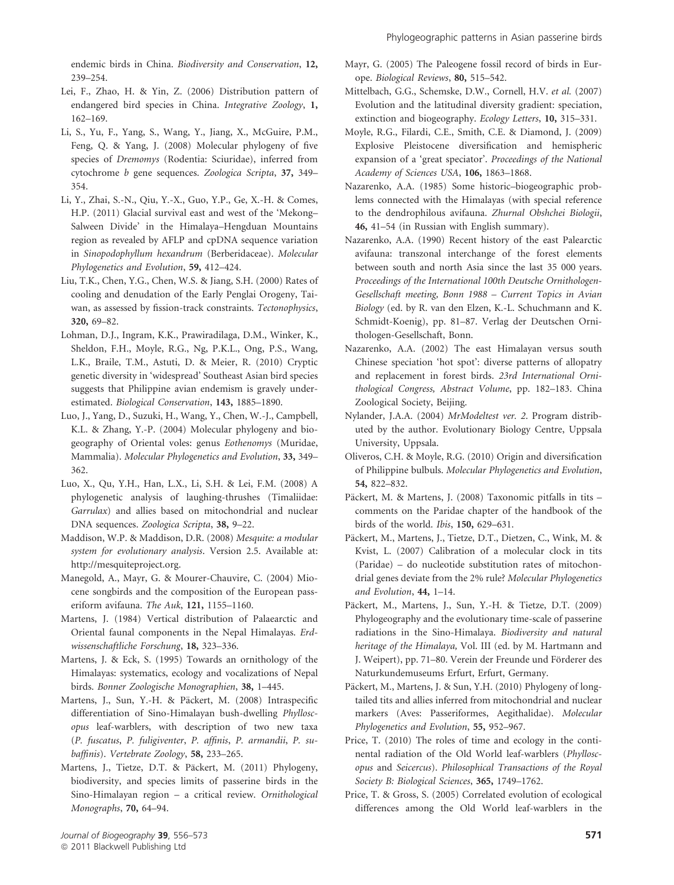endemic birds in China. *Biodiversity and Conservation*, **12,** 239–254.

Lei, F., Zhao, H. & Yin, Z. (2006) Distribution pattern of endangered bird species in China. *Integrative Zoology*, **1,** 162–169.

Li, S., Yu, F., Yang, S., Wang, Y., Jiang, X., McGuire, P.M., Feng, Q. & Yang, J. (2008) Molecular phylogeny of five species of *Dremomys* (Rodentia: Sciuridae), inferred from cytochrome *b* gene sequences. *Zoologica Scripta*, **37,** 349–354.

Li, Y., Zhai, S.-N., Qiu, Y.-X., Guo, Y.P., Ge, X.-H. & Comes, H.P. (2011) Glacial survival east and west of the 'Mekong–Salween Divide' in the Himalaya–Hengduan Mountains region as revealed by AFLP and cpDNA sequence variation in *Sinopodophyllum hexandrum* (Berberidaceae). *Molecular Phylogenetics and Evolution*, **59,** 412–424.

Liu, T.K., Chen, Y.G., Chen, W.S. & Jiang, S.H. (2000) Rates of cooling and denudation of the Early Penglai Orogeny, Taiwan, as assessed by fission-track constraints. *Tectonophysics*, **320,** 69–82.

Lohman, D.J., Ingram, K.K., Prawiradilaga, D.M., Winker, K., Sheldon, F.H., Moyle, R.G., Ng, P.K.L., Ong, P.S., Wang, L.K., Braile, T.M., Astuti, D. & Meier, R. (2010) Cryptic genetic diversity in 'widespread' Southeast Asian bird species suggests that Philippine avian endemism is gravely underestimated. *Biological Conservation*, **143,** 1885–1890.

Luo, J., Yang, D., Suzuki, H., Wang, Y., Chen, W.-J., Campbell, K.L. & Zhang, Y.-P. (2004) Molecular phylogeny and biogeography of Oriental voles: genus *Eothenomys* (Muridae, Mammalia). *Molecular Phylogenetics and Evolution*, **33,** 349–362.

Luo, X., Qu, Y.H., Han, L.X., Li, S.H. & Lei, F.M. (2008) A phylogenetic analysis of laughing-thrushes (Timaliidae: *Garrulax*) and allies based on mitochondrial and nuclear DNA sequences. *Zoologica Scripta*, **38,** 9–22.

Maddison, W.P. & Maddison, D.R. (2008) *Mesquite: a modular system for evolutionary analysis*. Version 2.5. Available at: http://mesquiteproject.org.

Manegold, A., Mayr, G. & Mourer-Chauvire, C. (2004) Miocene songbirds and the composition of the European passeriform avifauna. *The Auk*, **121,** 1155–1160.

Martens, J. (1984) Vertical distribution of Palaearctic and Oriental faunal components in the Nepal Himalayas. *Erdwissenschaftliche Forschung*, **18,** 323–336.

Martens, J. & Eck, S. (1995) Towards an ornithology of the Himalayas: systematics, ecology and vocalizations of Nepal birds. *Bonner Zoologische Monographien*, **38,** 1–445.

Martens, J., Sun, Y.-H. & Päckert, M. (2008) Intraspecific differentiation of Sino-Himalayan bush-dwelling *Phylloscopus* leaf-warblers, with description of two new taxa (*P. fuscatus*, *P. fuligiventer*, *P. affinis*, *P. armandii*, *P. subaffinis*). *Vertebrate Zoology*, **58,** 233–265.

Martens, J., Tietze, D.T. & Päckert, M. (2011) Phylogeny, biodiversity, and species limits of passerine birds in the Sino-Himalayan region – a critical review. *Ornithological Monographs*, **70,** 64–94.

Mayr, G. (2005) The Paleogene fossil record of birds in Europe. *Biological Reviews*, **80,** 515–542.

Mittelbach, G.G., Schemske, D.W., Cornell, H.V. *et al.* (2007) Evolution and the latitudinal diversity gradient: speciation, extinction and biogeography. *Ecology Letters*, **10,** 315–331.

Moyle, R.G., Filardi, C.E., Smith, C.E. & Diamond, J. (2009) Explosive Pleistocene diversification and hemispheric expansion of a 'great speciator'. *Proceedings of the National Academy of Sciences USA*, **106,** 1863–1868.

Nazarenko, A.A. (1985) Some historic–biogeographic problems connected with the Himalayas (with special reference to the dendrophilous avifauna. *Zhurnal Obshchei Biologii*, **46,** 41–54 (in Russian with English summary).

Nazarenko, A.A. (1990) Recent history of the east Palearctic avifauna: transzonal interchange of the forest elements between south and north Asia since the last 35 000 years. *Proceedings of the International 100th Deutsche Ornithologen-Gesellschaft meeting, Bonn 1988 – Current Topics in Avian Biology* (ed. by R. van den Elzen, K.-L. Schuchmann and K. Schmidt-Koenig), pp. 81–87. Verlag der Deutschen Ornithologen-Gesellschaft, Bonn.

Nazarenko, A.A. (2002) The east Himalayan versus south Chinese speciation 'hot spot': diverse patterns of allopatry and replacement in forest birds. *23rd International Ornithological Congress, Abstract Volume*, pp. 182–183. China Zoological Society, Beijing.

Nylander, J.A.A. (2004) *MrModeltest ver. 2*. Program distributed by the author. Evolutionary Biology Centre, Uppsala University, Uppsala.

Oliveros, C.H. & Moyle, R.G. (2010) Origin and diversification of Philippine bulbuls. *Molecular Phylogenetics and Evolution*, **54,** 822–832.

Päckert, M. & Martens, J. (2008) Taxonomic pitfalls in tits – comments on the Paridae chapter of the handbook of the birds of the world. *Ibis*, **150,** 629–631.

Päckert, M., Martens, J., Tietze, D.T., Dietzen, C., Wink, M. & Kvist, L. (2007) Calibration of a molecular clock in tits (Paridae) – do nucleotide substitution rates of mitochondrial genes deviate from the 2% rule? *Molecular Phylogenetics and Evolution*, **44,** 1–14.

Päckert, M., Martens, J., Sun, Y.-H. & Tietze, D.T. (2009) Phylogeography and the evolutionary time-scale of passerine radiations in the Sino-Himalaya. *Biodiversity and natural heritage of the Himalaya,* Vol. III (ed. by M. Hartmann and J. Weipert), pp. 71–80. Verein der Freunde und Förderer des Naturkundemuseums Erfurt, Erfurt, Germany.

Päckert, M., Martens, J. & Sun, Y.H. (2010) Phylogeny of long-tailed tits and allies inferred from mitochondrial and nuclear markers (Aves: Passeriformes, Aegithalidae). *Molecular Phylogenetics and Evolution*, **55,** 952–967.

Price, T. (2010) The roles of time and ecology in the continental radiation of the Old World leaf-warblers (*Phylloscopus* and *Seicercus*). *Philosophical Transactions of the Royal Society B: Biological Sciences*, **365,** 1749–1762.

Price, T. & Gross, S. (2005) Correlated evolution of ecological differences among the Old World leaf-warblers in the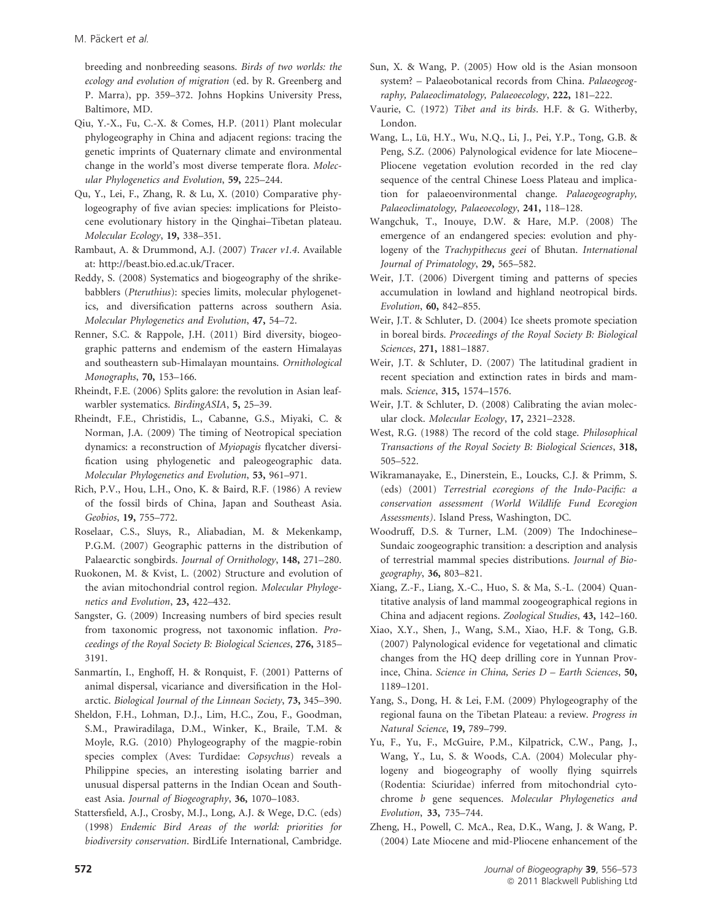breeding and nonbreeding seasons. *Birds of two worlds: the ecology and evolution of migration* (ed. by R. Greenberg and P. Marra), pp. 359–372. Johns Hopkins University Press, Baltimore, MD.

Qiu, Y.-X., Fu, C.-X. & Comes, H.P. (2011) Plant molecular phylogeography in China and adjacent regions: tracing the genetic imprints of Quaternary climate and environmental change in the world's most diverse temperate flora. *Molecular Phylogenetics and Evolution*, **59,** 225–244.

Qu, Y., Lei, F., Zhang, R. & Lu, X. (2010) Comparative phylogeography of five avian species: implications for Pleistocene evolutionary history in the Qinghai–Tibetan plateau. *Molecular Ecology*, **19,** 338–351.

Rambaut, A. & Drummond, A.J. (2007) *Tracer v1.4*. Available at: http://beast.bio.ed.ac.uk/Tracer.

Reddy, S. (2008) Systematics and biogeography of the shrike-babblers (*Pteruthius*): species limits, molecular phylogenetics, and diversification patterns across southern Asia. *Molecular Phylogenetics and Evolution*, **47,** 54–72.

Renner, S.C. & Rappole, J.H. (2011) Bird diversity, biogeographic patterns and endemism of the eastern Himalayas and southeastern sub-Himalayan mountains. *Ornithological Monographs*, **70,** 153–166.

Rheindt, F.E. (2006) Splits galore: the revolution in Asian leaf-warbler systematics. *BirdingASIA*, **5,** 25–39.

Rheindt, F.E., Christidis, L., Cabanne, G.S., Miyaki, C. & Norman, J.A. (2009) The timing of Neotropical speciation dynamics: a reconstruction of *Myiopagis* flycatcher diversification using phylogenetic and paleogeographic data. *Molecular Phylogenetics and Evolution*, **53,** 961–971.

Rich, P.V., Hou, L.H., Ono, K. & Baird, R.F. (1986) A review of the fossil birds of China, Japan and Southeast Asia. *Geobios*, **19,** 755–772.

Roselaar, C.S., Sluys, R., Aliabadian, M. & Mekenkamp, P.G.M. (2007) Geographic patterns in the distribution of Palaearctic songbirds. *Journal of Ornithology*, **148,** 271–280.

Ruokonen, M. & Kvist, L. (2002) Structure and evolution of the avian mitochondrial control region. *Molecular Phylogenetics and Evolution*, **23,** 422–432.

Sangster, G. (2009) Increasing numbers of bird species result from taxonomic progress, not taxonomic inflation. *Proceedings of the Royal Society B: Biological Sciences*, **276,** 3185–3191.

Sanmartín, I., Enghoff, H. & Ronquist, F. (2001) Patterns of animal dispersal, vicariance and diversification in the Holarctic. *Biological Journal of the Linnean Society*, **73,** 345–390.

Sheldon, F.H., Lohman, D.J., Lim, H.C., Zou, F., Goodman, S.M., Prawiradilaga, D.M., Winker, K., Braile, T.M. & Moyle, R.G. (2010) Phylogeography of the magpie-robin species complex (Aves: Turdidae: *Copsychus*) reveals a Philippine species, an interesting isolating barrier and unusual dispersal patterns in the Indian Ocean and Southeast Asia. *Journal of Biogeography*, **36,** 1070–1083.

Stattersfield, A.J., Crosby, M.J., Long, A.J. & Wege, D.C. (eds) (1998) *Endemic Bird Areas of the world: priorities for biodiversity conservation*. BirdLife International, Cambridge.

Sun, X. & Wang, P. (2005) How old is the Asian monsoon system? – Palaeobotanical records from China. *Palaeogeography, Palaeoclimatology, Palaeoecology*, **222,** 181–222.

Vaurie, C. (1972) *Tibet and its birds*. H.F. & G. Witherby, London.

Wang, L., Lü, H.Y., Wu, N.Q., Li, J., Pei, Y.P., Tong, G.B. & Peng, S.Z. (2006) Palynological evidence for late Miocene–Pliocene vegetation evolution recorded in the red clay sequence of the central Chinese Loess Plateau and implication for palaeoenvironmental change. *Palaeogeography, Palaeoclimatology, Palaeoecology*, **241,** 118–128.

Wangchuk, T., Inouye, D.W. & Hare, M.P. (2008) The emergence of an endangered species: evolution and phylogeny of the *Trachypithecus geei* of Bhutan. *International Journal of Primatology*, **29,** 565–582.

Weir, J.T. (2006) Divergent timing and patterns of species accumulation in lowland and highland neotropical birds. *Evolution*, **60,** 842–855.

Weir, J.T. & Schluter, D. (2004) Ice sheets promote speciation in boreal birds. *Proceedings of the Royal Society B: Biological Sciences*, **271,** 1881–1887.

Weir, J.T. & Schluter, D. (2007) The latitudinal gradient in recent speciation and extinction rates in birds and mammals. *Science*, **315,** 1574–1576.

Weir, J.T. & Schluter, D. (2008) Calibrating the avian molecular clock. *Molecular Ecology*, **17,** 2321–2328.

West, R.G. (1988) The record of the cold stage. *Philosophical Transactions of the Royal Society B: Biological Sciences*, **318,** 505–522.

Wikramanayake, E., Dinerstein, E., Loucks, C.J. & Primm, S. (eds) (2001) *Terrestrial ecoregions of the Indo-Pacific: a conservation assessment (World Wildlife Fund Ecoregion Assessments)*. Island Press, Washington, DC.

Woodruff, D.S. & Turner, L.M. (2009) The Indochinese–Sundaic zoogeographic transition: a description and analysis of terrestrial mammal species distributions. *Journal of Biogeography*, **36,** 803–821.

Xiang, Z.-F., Liang, X.-C., Huo, S. & Ma, S.-L. (2004) Quantitative analysis of land mammal zoogeographical regions in China and adjacent regions. *Zoological Studies*, **43,** 142–160.

Xiao, X.Y., Shen, J., Wang, S.M., Xiao, H.F. & Tong, G.B. (2007) Palynological evidence for vegetational and climatic changes from the HQ deep drilling core in Yunnan Province, China. *Science in China, Series D – Earth Sciences*, **50,** 1189–1201.

Yang, S., Dong, H. & Lei, F.M. (2009) Phylogeography of the regional fauna on the Tibetan Plateau: a review. *Progress in Natural Science*, **19,** 789–799.

Yu, F., Yu, F., McGuire, P.M., Kilpatrick, C.W., Pang, J., Wang, Y., Lu, S. & Woods, C.A. (2004) Molecular phylogeny and biogeography of woolly flying squirrels (Rodentia: Sciuridae) inferred from mitochondrial cytochrome *b* gene sequences. *Molecular Phylogenetics and Evolution*, **33,** 735–744.

Zheng, H., Powell, C. McA., Rea, D.K., Wang, J. & Wang, P. (2004) Late Miocene and mid-Pliocene enhancement of the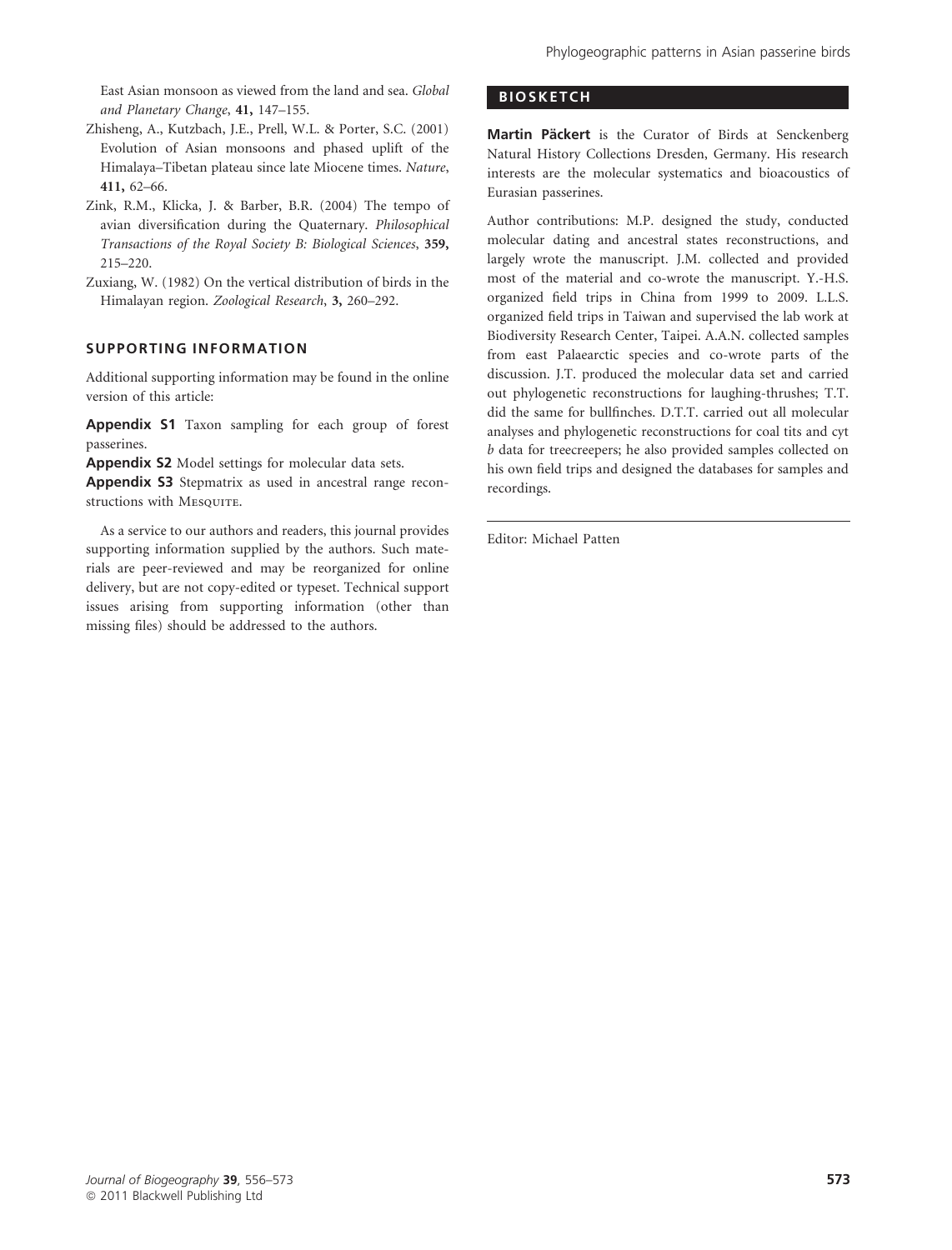East Asian monsoon as viewed from the land and sea. *Global and Planetary Change*, **41,** 147–155.

Zhisheng, A., Kutzbach, J.E., Prell, W.L. & Porter, S.C. (2001) Evolution of Asian monsoons and phased uplift of the Himalaya–Tibetan plateau since late Miocene times. *Nature*, **411,** 62–66.

Zink, R.M., Klicka, J. & Barber, B.R. (2004) The tempo of avian diversification during the Quaternary. *Philosophical Transactions of the Royal Society B: Biological Sciences*, **359,** 215–220.

Zuxiang, W. (1982) On the vertical distribution of birds in the Himalayan region. *Zoological Research*, **3,** 260–292.

## SUPPORTING INFORMATION

Additional supporting information may be found in the online version of this article:

**Appendix S1** Taxon sampling for each group of forest passerines.

**Appendix S2** Model settings for molecular data sets.

**Appendix S3** Stepmatrix as used in ancestral range reconstructions with Mesquite.

As a service to our authors and readers, this journal provides supporting information supplied by the authors. Such materials are peer-reviewed and may be reorganized for online delivery, but are not copy-edited or typeset. Technical support issues arising from supporting information (other than missing files) should be addressed to the authors.

## BIOSKETCH

**Martin Päckert** is the Curator of Birds at Senckenberg Natural History Collections Dresden, Germany. His research interests are the molecular systematics and bioacoustics of Eurasian passerines.

Author contributions: M.P. designed the study, conducted molecular dating and ancestral states reconstructions, and largely wrote the manuscript. J.M. collected and provided most of the material and co-wrote the manuscript. Y.-H.S. organized field trips in China from 1999 to 2009. L.L.S. organized field trips in Taiwan and supervised the lab work at Biodiversity Research Center, Taipei. A.A.N. collected samples from east Palaearctic species and co-wrote parts of the discussion. J.T. produced the molecular data set and carried out phylogenetic reconstructions for laughing-thrushes; T.T. did the same for bullfinches. D.T.T. carried out all molecular analyses and phylogenetic reconstructions for coal tits and cyt *b* data for treecreepers; he also provided samples collected on his own field trips and designed the databases for samples and recordings.

Editor: Michael Patten